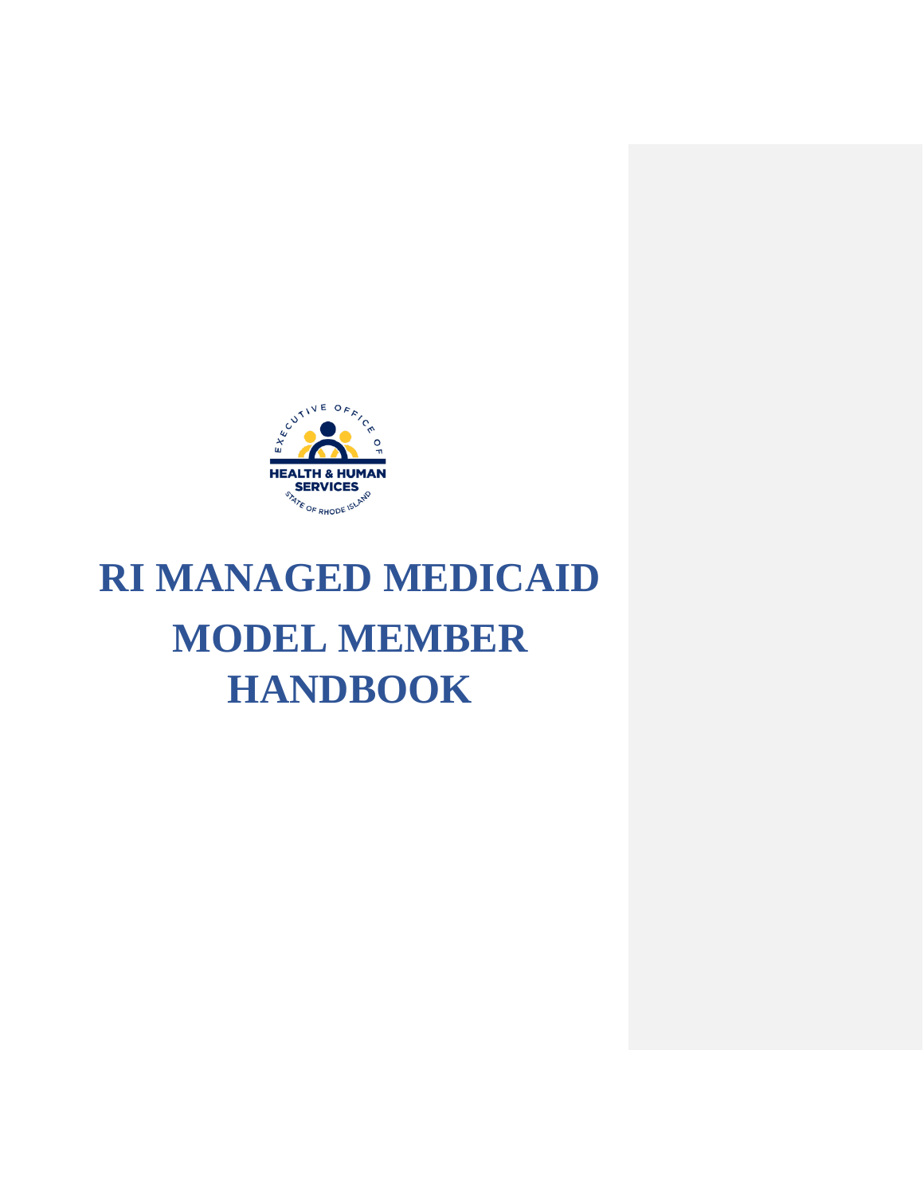EXECUTIVE OFFICE OF HEALTH & HUMAN SERVICES STATE OF RHODE ISLAND

# RI MANAGED MEDICAID MODEL MEMBER HANDBOOK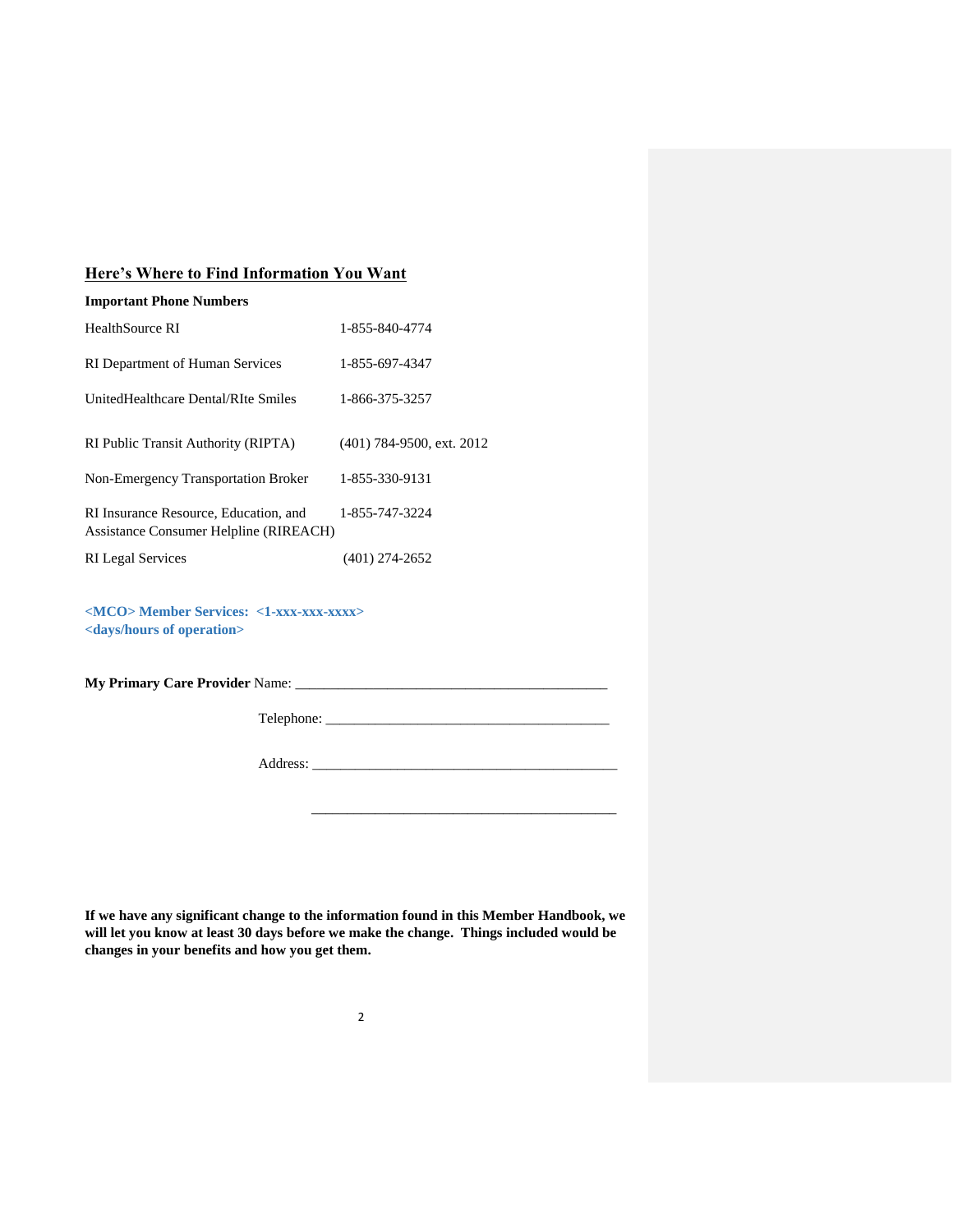## Here's Where to Find Information You Want

**Important Phone Numbers**

| | |
|---|---|
| HealthSource RI | 1-855-840-4774 |
| RI Department of Human Services | 1-855-697-4347 |
| UnitedHealthcare Dental/RIte Smiles | 1-866-375-3257 |
| RI Public Transit Authority (RIPTA) | (401) 784-9500, ext. 2012 |
| Non-Emergency Transportation Broker | 1-855-330-9131 |
| RI Insurance Resource, Education, and Assistance Consumer Helpline (RIREACH) | 1-855-747-3224 |
| RI Legal Services | (401) 274-2652 |

**<MCO> Member Services: <1-xxx-xxx-xxxx>**
**<days/hours of operation>**

**My Primary Care Provider** Name: ____________________________________________

Telephone: ________________________________________

Address: ___________________________________________

___________________________________________

**If we have any significant change to the information found in this Member Handbook, we will let you know at least 30 days before we make the change. Things included would be changes in your benefits and how you get them.**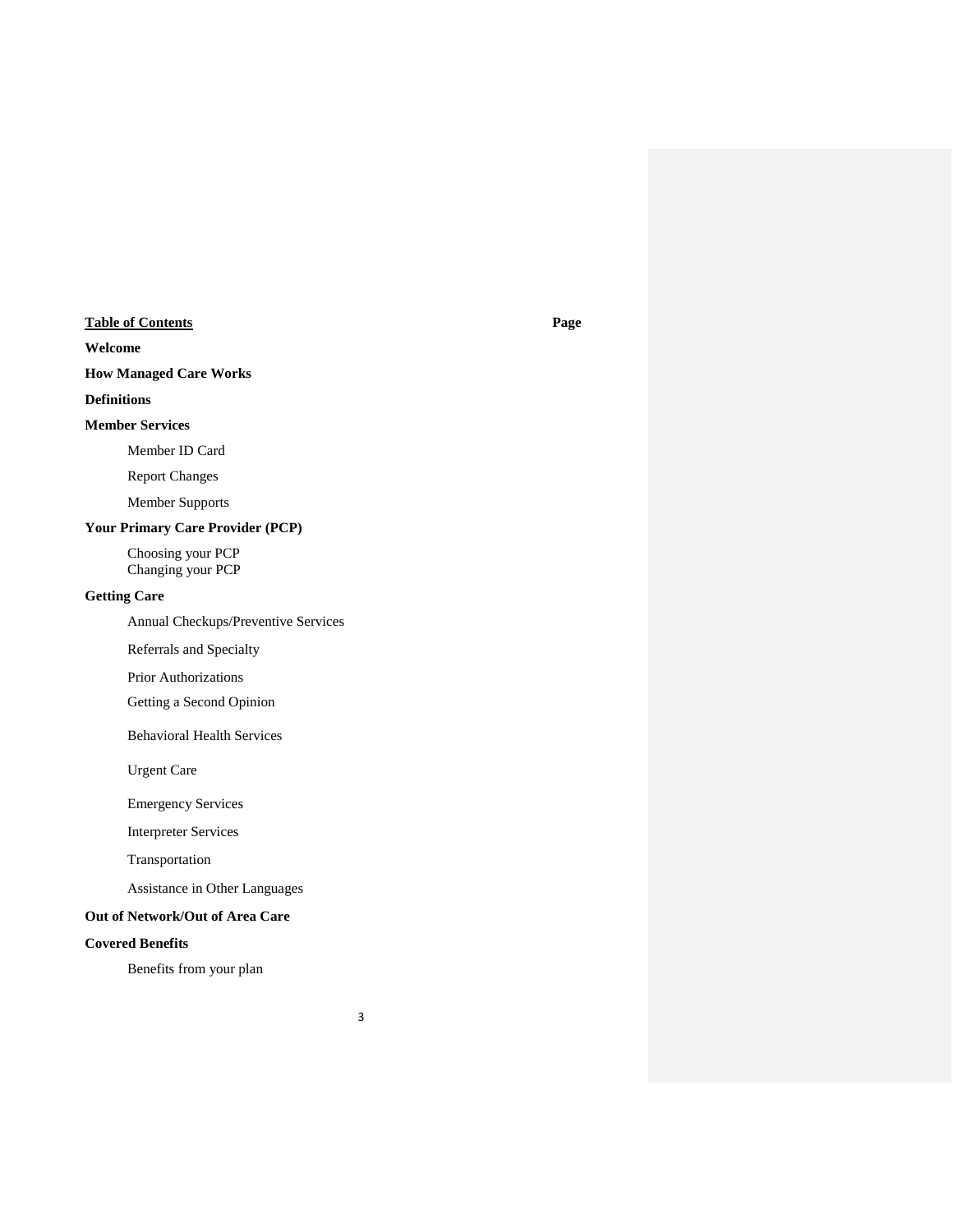| **Table of Contents** | **Page** |
|---|---|
| **Welcome** | |
| **How Managed Care Works** | |
| **Definitions** | |
| **Member Services** | |
| Member ID Card | |
| Report Changes | |
| Member Supports | |
| **Your Primary Care Provider (PCP)** | |
| Choosing your PCP | |
| Changing your PCP | |
| **Getting Care** | |
| Annual Checkups/Preventive Services | |
| Referrals and Specialty | |
| Prior Authorizations | |
| Getting a Second Opinion | |
| Behavioral Health Services | |
| Urgent Care | |
| Emergency Services | |
| Interpreter Services | |
| Transportation | |
| Assistance in Other Languages | |
| **Out of Network/Out of Area Care** | |
| **Covered Benefits** | |
| Benefits from your plan | |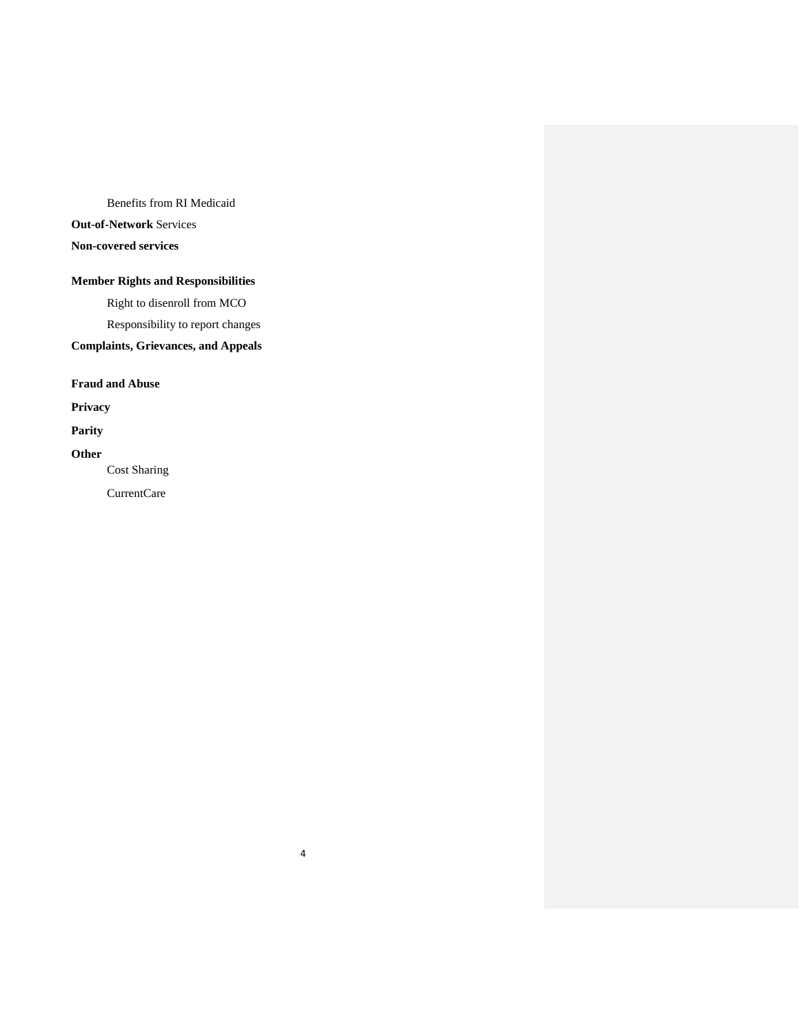Benefits from RI Medicaid

**Out-of-Network** Services

**Non-covered services**

**Member Rights and Responsibilities**

Right to disenroll from MCO

Responsibility to report changes

**Complaints, Grievances, and Appeals**

**Fraud and Abuse**

**Privacy**

**Parity**

**Other**

Cost Sharing

CurrentCare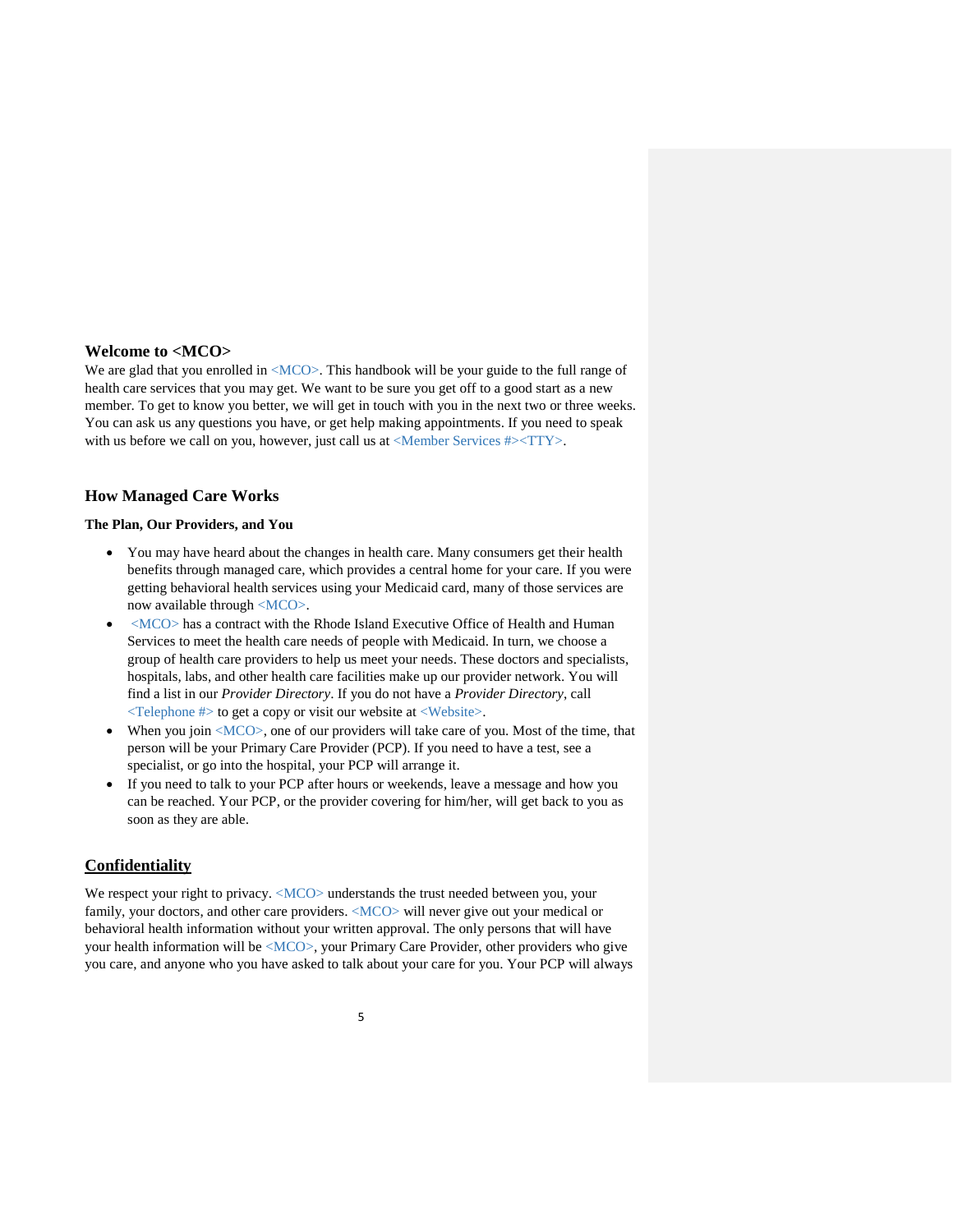## Welcome to <MCO>

We are glad that you enrolled in <MCO>. This handbook will be your guide to the full range of health care services that you may get. We want to be sure you get off to a good start as a new member. To get to know you better, we will get in touch with you in the next two or three weeks. You can ask us any questions you have, or get help making appointments. If you need to speak with us before we call on you, however, just call us at <Member Services #><TTY>.

## How Managed Care Works

### The Plan, Our Providers, and You

- You may have heard about the changes in health care. Many consumers get their health benefits through managed care, which provides a central home for your care. If you were getting behavioral health services using your Medicaid card, many of those services are now available through <MCO>.
- <MCO> has a contract with the Rhode Island Executive Office of Health and Human Services to meet the health care needs of people with Medicaid. In turn, we choose a group of health care providers to help us meet your needs. These doctors and specialists, hospitals, labs, and other health care facilities make up our provider network. You will find a list in our *Provider Directory*. If you do not have a *Provider Directory*, call <Telephone #> to get a copy or visit our website at <Website>.
- When you join <MCO>, one of our providers will take care of you. Most of the time, that person will be your Primary Care Provider (PCP). If you need to have a test, see a specialist, or go into the hospital, your PCP will arrange it.
- If you need to talk to your PCP after hours or weekends, leave a message and how you can be reached. Your PCP, or the provider covering for him/her, will get back to you as soon as they are able.

## Confidentiality

We respect your right to privacy. <MCO> understands the trust needed between you, your family, your doctors, and other care providers. <MCO> will never give out your medical or behavioral health information without your written approval. The only persons that will have your health information will be <MCO>, your Primary Care Provider, other providers who give you care, and anyone who you have asked to talk about your care for you. Your PCP will always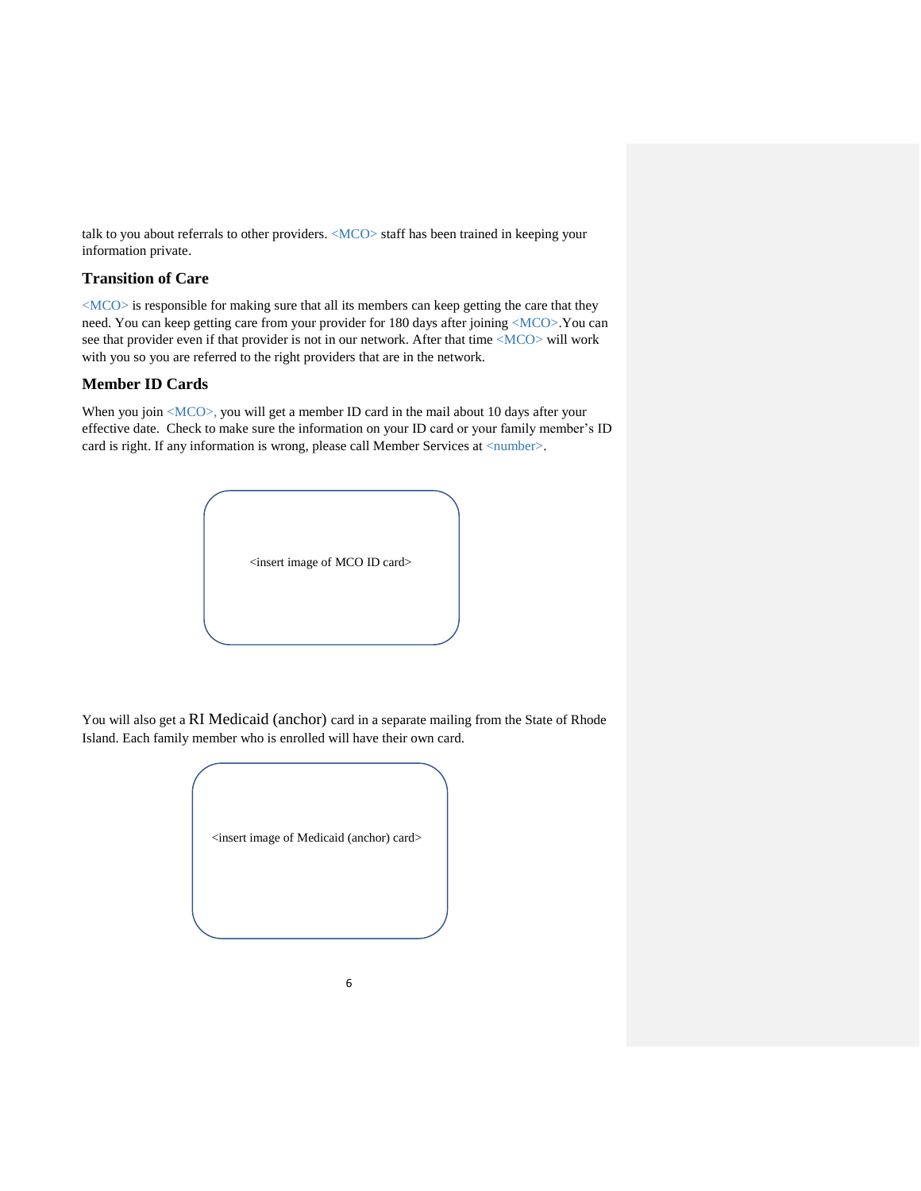talk to you about referrals to other providers. <MCO> staff has been trained in keeping your information private.

## Transition of Care

<MCO> is responsible for making sure that all its members can keep getting the care that they need. You can keep getting care from your provider for 180 days after joining <MCO>.You can see that provider even if that provider is not in our network. After that time <MCO> will work with you so you are referred to the right providers that are in the network.

## Member ID Cards

When you join <MCO>, you will get a member ID card in the mail about 10 days after your effective date. Check to make sure the information on your ID card or your family member's ID card is right. If any information is wrong, please call Member Services at <number>.

<insert image of MCO ID card>

You will also get a RI Medicaid (anchor) card in a separate mailing from the State of Rhode Island. Each family member who is enrolled will have their own card.

<insert image of Medicaid (anchor) card>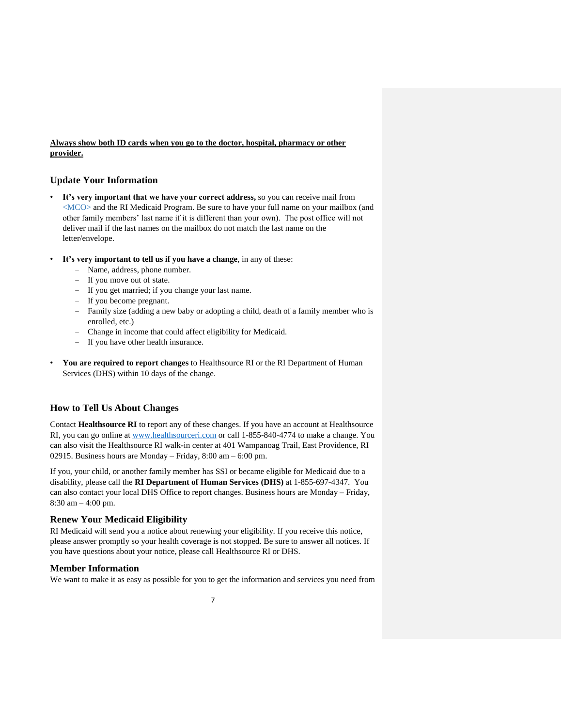**<u>Always show both ID cards when you go to the doctor, hospital, pharmacy or other provider.</u>**

## Update Your Information

- **It's very important that we have your correct address,** so you can receive mail from <MCO> and the RI Medicaid Program. Be sure to have your full name on your mailbox (and other family members' last name if it is different than your own). The post office will not deliver mail if the last names on the mailbox do not match the last name on the letter/envelope.

- **It's very important to tell us if you have a change**, in any of these:
  - Name, address, phone number.
  - If you move out of state.
  - If you get married; if you change your last name.
  - If you become pregnant.
  - Family size (adding a new baby or adopting a child, death of a family member who is enrolled, etc.)
  - Change in income that could affect eligibility for Medicaid.
  - If you have other health insurance.

- **You are required to report changes** to Healthsource RI or the RI Department of Human Services (DHS) within 10 days of the change.

## How to Tell Us About Changes

Contact **Healthsource RI** to report any of these changes. If you have an account at Healthsource RI, you can go online at www.healthsourceri.com or call 1-855-840-4774 to make a change. You can also visit the Healthsource RI walk-in center at 401 Wampanoag Trail, East Providence, RI 02915. Business hours are Monday – Friday, 8:00 am – 6:00 pm.

If you, your child, or another family member has SSI or became eligible for Medicaid due to a disability, please call the **RI Department of Human Services (DHS)** at 1-855-697-4347. You can also contact your local DHS Office to report changes. Business hours are Monday – Friday, 8:30 am – 4:00 pm.

## Renew Your Medicaid Eligibility

RI Medicaid will send you a notice about renewing your eligibility. If you receive this notice, please answer promptly so your health coverage is not stopped. Be sure to answer all notices. If you have questions about your notice, please call Healthsource RI or DHS.

## Member Information

We want to make it as easy as possible for you to get the information and services you need from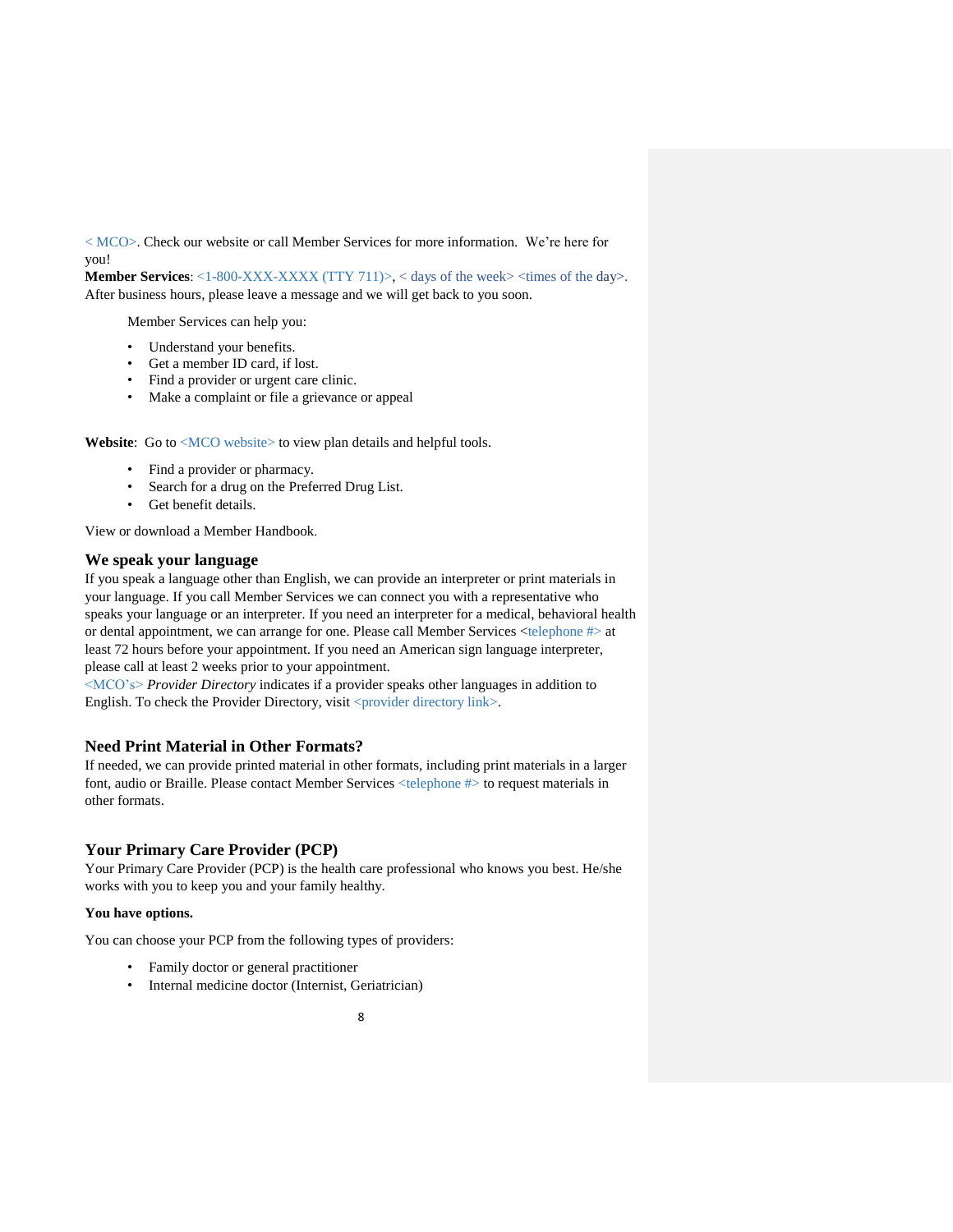< MCO>. Check our website or call Member Services for more information.  We're here for you!

**Member Services**: <1-800-XXX-XXXX (TTY 711)>, < days of the week> <times of the day>. After business hours, please leave a message and we will get back to you soon.

Member Services can help you:

- Understand your benefits.
- Get a member ID card, if lost.
- Find a provider or urgent care clinic.
- Make a complaint or file a grievance or appeal

**Website**:  Go to <MCO website> to view plan details and helpful tools.

- Find a provider or pharmacy.
- Search for a drug on the Preferred Drug List.
- Get benefit details.

View or download a Member Handbook.

### We speak your language

If you speak a language other than English, we can provide an interpreter or print materials in your language. If you call Member Services we can connect you with a representative who speaks your language or an interpreter. If you need an interpreter for a medical, behavioral health or dental appointment, we can arrange for one. Please call Member Services <telephone #> at least 72 hours before your appointment. If you need an American sign language interpreter, please call at least 2 weeks prior to your appointment.

<MCO's> *Provider Directory* indicates if a provider speaks other languages in addition to English. To check the Provider Directory, visit <provider directory link>.

### Need Print Material in Other Formats?

If needed, we can provide printed material in other formats, including print materials in a larger font, audio or Braille. Please contact Member Services <telephone #> to request materials in other formats.

### Your Primary Care Provider (PCP)

Your Primary Care Provider (PCP) is the health care professional who knows you best. He/she works with you to keep you and your family healthy.

**You have options.**

You can choose your PCP from the following types of providers:

- Family doctor or general practitioner
- Internal medicine doctor (Internist, Geriatrician)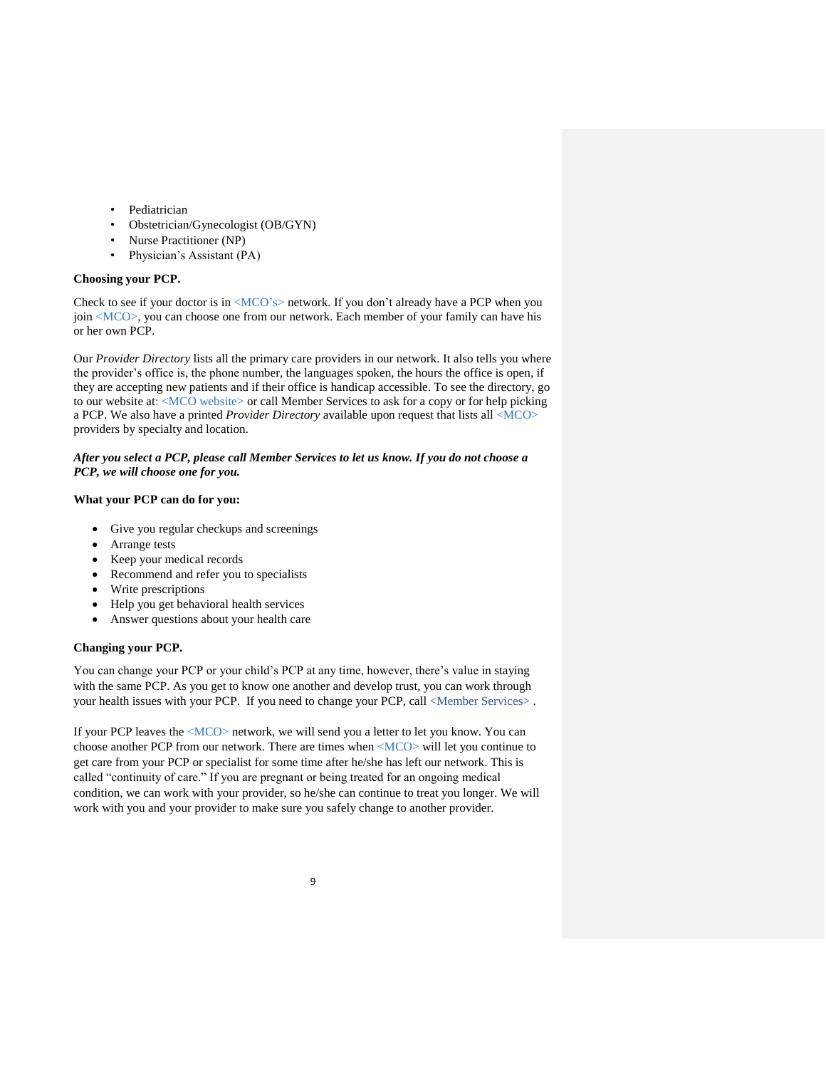- Pediatrician
- Obstetrician/Gynecologist (OB/GYN)
- Nurse Practitioner (NP)
- Physician's Assistant (PA)

**Choosing your PCP.**

Check to see if your doctor is in <MCO's> network. If you don't already have a PCP when you join <MCO>, you can choose one from our network. Each member of your family can have his or her own PCP.

Our *Provider Directory* lists all the primary care providers in our network. It also tells you where the provider's office is, the phone number, the languages spoken, the hours the office is open, if they are accepting new patients and if their office is handicap accessible. To see the directory, go to our website at: <MCO website> or call Member Services to ask for a copy or for help picking a PCP. We also have a printed *Provider Directory* available upon request that lists all <MCO> providers by specialty and location.

***After you select a PCP, please call Member Services to let us know. If you do not choose a PCP, we will choose one for you.***

**What your PCP can do for you:**

- Give you regular checkups and screenings
- Arrange tests
- Keep your medical records
- Recommend and refer you to specialists
- Write prescriptions
- Help you get behavioral health services
- Answer questions about your health care

**Changing your PCP.**

You can change your PCP or your child's PCP at any time, however, there's value in staying with the same PCP. As you get to know one another and develop trust, you can work through your health issues with your PCP. If you need to change your PCP, call <Member Services> .

If your PCP leaves the <MCO> network, we will send you a letter to let you know. You can choose another PCP from our network. There are times when <MCO> will let you continue to get care from your PCP or specialist for some time after he/she has left our network. This is called "continuity of care." If you are pregnant or being treated for an ongoing medical condition, we can work with your provider, so he/she can continue to treat you longer. We will work with you and your provider to make sure you safely change to another provider.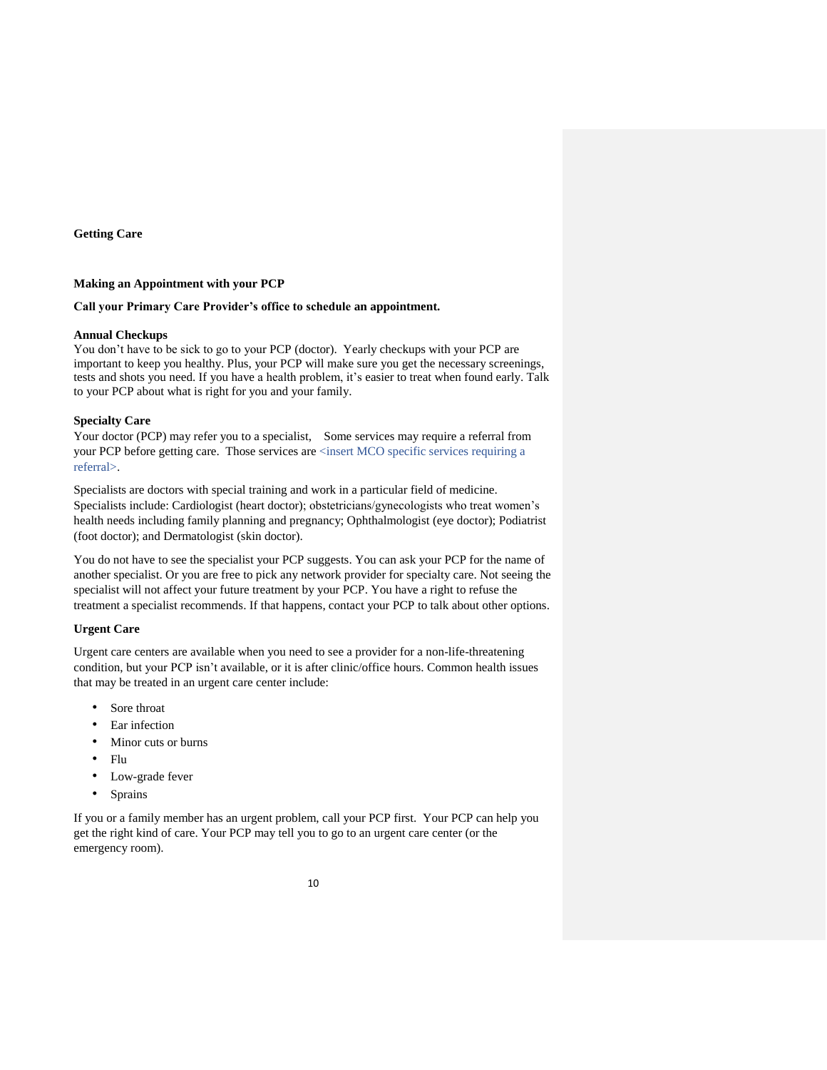## Getting Care

### Making an Appointment with your PCP

**Call your Primary Care Provider's office to schedule an appointment.**

### Annual Checkups

You don't have to be sick to go to your PCP (doctor). Yearly checkups with your PCP are important to keep you healthy. Plus, your PCP will make sure you get the necessary screenings, tests and shots you need. If you have a health problem, it's easier to treat when found early. Talk to your PCP about what is right for you and your family.

### Specialty Care

Your doctor (PCP) may refer you to a specialist, Some services may require a referral from your PCP before getting care. Those services are <insert MCO specific services requiring a referral>.

Specialists are doctors with special training and work in a particular field of medicine. Specialists include: Cardiologist (heart doctor); obstetricians/gynecologists who treat women's health needs including family planning and pregnancy; Ophthalmologist (eye doctor); Podiatrist (foot doctor); and Dermatologist (skin doctor).

You do not have to see the specialist your PCP suggests. You can ask your PCP for the name of another specialist. Or you are free to pick any network provider for specialty care. Not seeing the specialist will not affect your future treatment by your PCP. You have a right to refuse the treatment a specialist recommends. If that happens, contact your PCP to talk about other options.

### Urgent Care

Urgent care centers are available when you need to see a provider for a non-life-threatening condition, but your PCP isn't available, or it is after clinic/office hours. Common health issues that may be treated in an urgent care center include:

- Sore throat
- Ear infection
- Minor cuts or burns
- Flu
- Low-grade fever
- Sprains

If you or a family member has an urgent problem, call your PCP first. Your PCP can help you get the right kind of care. Your PCP may tell you to go to an urgent care center (or the emergency room).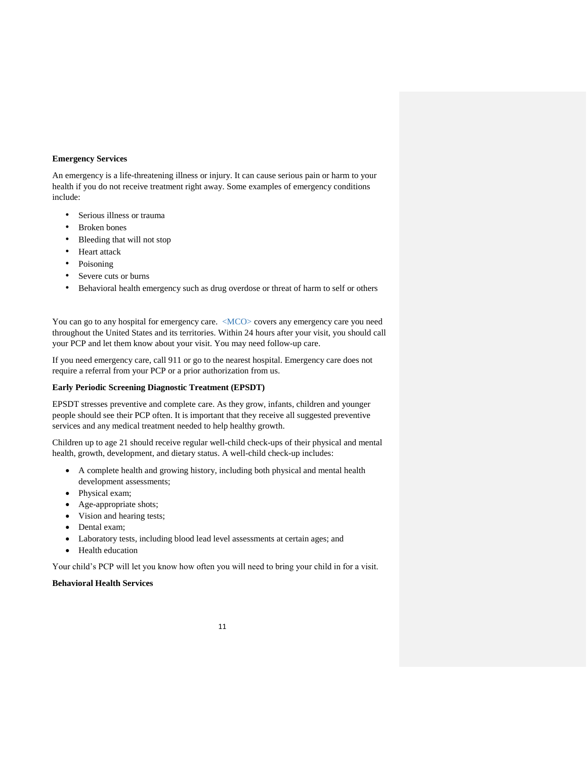**Emergency Services**

An emergency is a life-threatening illness or injury. It can cause serious pain or harm to your health if you do not receive treatment right away. Some examples of emergency conditions include:

- Serious illness or trauma
- Broken bones
- Bleeding that will not stop
- Heart attack
- Poisoning
- Severe cuts or burns
- Behavioral health emergency such as drug overdose or threat of harm to self or others

You can go to any hospital for emergency care. <MCO> covers any emergency care you need throughout the United States and its territories. Within 24 hours after your visit, you should call your PCP and let them know about your visit. You may need follow-up care.

If you need emergency care, call 911 or go to the nearest hospital. Emergency care does not require a referral from your PCP or a prior authorization from us.

**Early Periodic Screening Diagnostic Treatment (EPSDT)**

EPSDT stresses preventive and complete care. As they grow, infants, children and younger people should see their PCP often. It is important that they receive all suggested preventive services and any medical treatment needed to help healthy growth.

Children up to age 21 should receive regular well-child check-ups of their physical and mental health, growth, development, and dietary status. A well-child check-up includes:

- A complete health and growing history, including both physical and mental health development assessments;
- Physical exam;
- Age-appropriate shots;
- Vision and hearing tests;
- Dental exam;
- Laboratory tests, including blood lead level assessments at certain ages; and
- Health education

Your child's PCP will let you know how often you will need to bring your child in for a visit.

**Behavioral Health Services**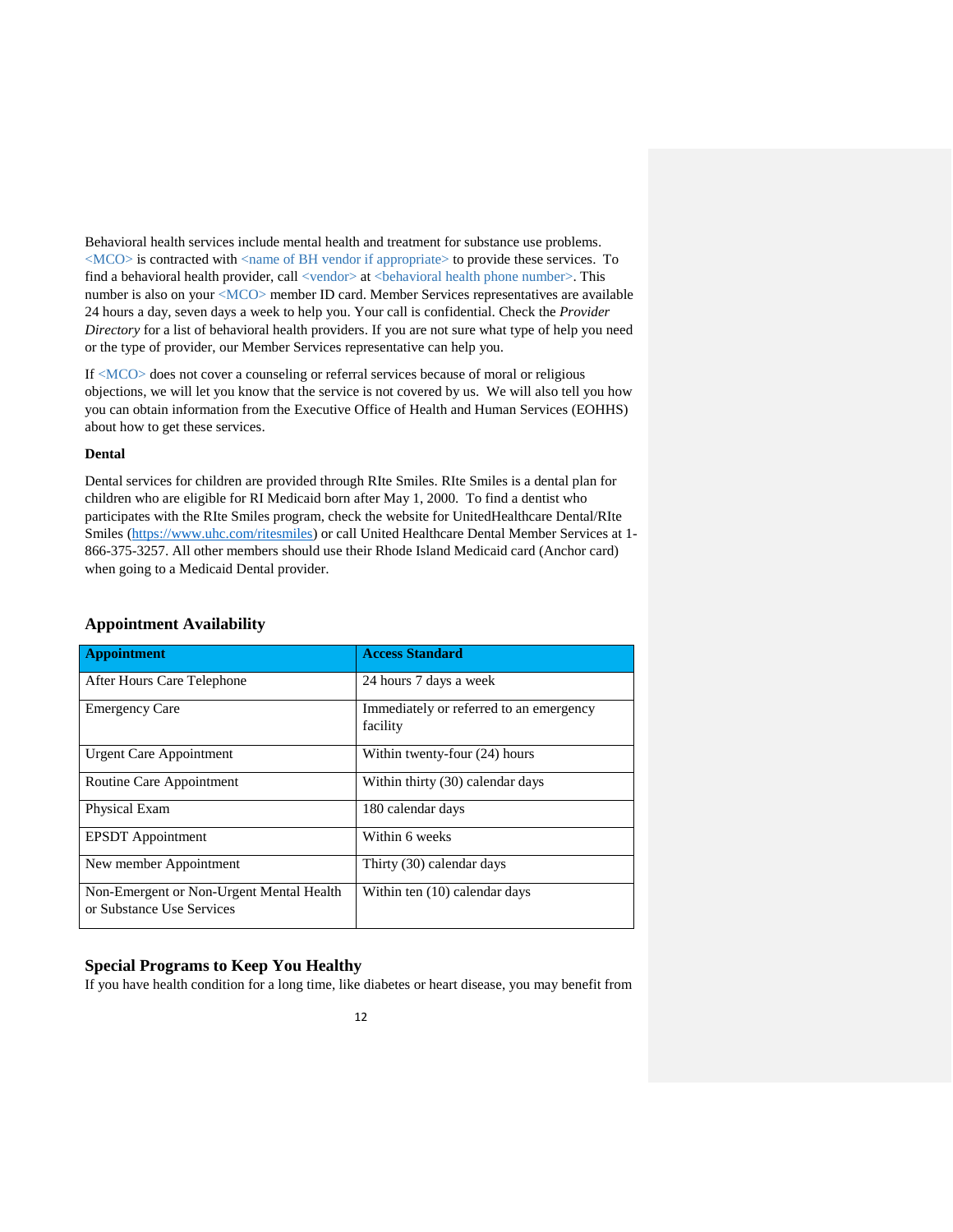Behavioral health services include mental health and treatment for substance use problems. <MCO> is contracted with <name of BH vendor if appropriate> to provide these services. To find a behavioral health provider, call <vendor> at <behavioral health phone number>. This number is also on your <MCO> member ID card. Member Services representatives are available 24 hours a day, seven days a week to help you. Your call is confidential. Check the *Provider Directory* for a list of behavioral health providers. If you are not sure what type of help you need or the type of provider, our Member Services representative can help you.

If <MCO> does not cover a counseling or referral services because of moral or religious objections, we will let you know that the service is not covered by us. We will also tell you how you can obtain information from the Executive Office of Health and Human Services (EOHHS) about how to get these services.

**Dental**

Dental services for children are provided through RIte Smiles. RIte Smiles is a dental plan for children who are eligible for RI Medicaid born after May 1, 2000. To find a dentist who participates with the RIte Smiles program, check the website for UnitedHealthcare Dental/RIte Smiles (https://www.uhc.com/ritesmiles) or call United Healthcare Dental Member Services at 1-866-375-3257. All other members should use their Rhode Island Medicaid card (Anchor card) when going to a Medicaid Dental provider.

## Appointment Availability

| Appointment | Access Standard |
|---|---|
| After Hours Care Telephone | 24 hours 7 days a week |
| Emergency Care | Immediately or referred to an emergency facility |
| Urgent Care Appointment | Within twenty-four (24) hours |
| Routine Care Appointment | Within thirty (30) calendar days |
| Physical Exam | 180 calendar days |
| EPSDT Appointment | Within 6 weeks |
| New member Appointment | Thirty (30) calendar days |
| Non-Emergent or Non-Urgent Mental Health or Substance Use Services | Within ten (10) calendar days |

## Special Programs to Keep You Healthy

If you have health condition for a long time, like diabetes or heart disease, you may benefit from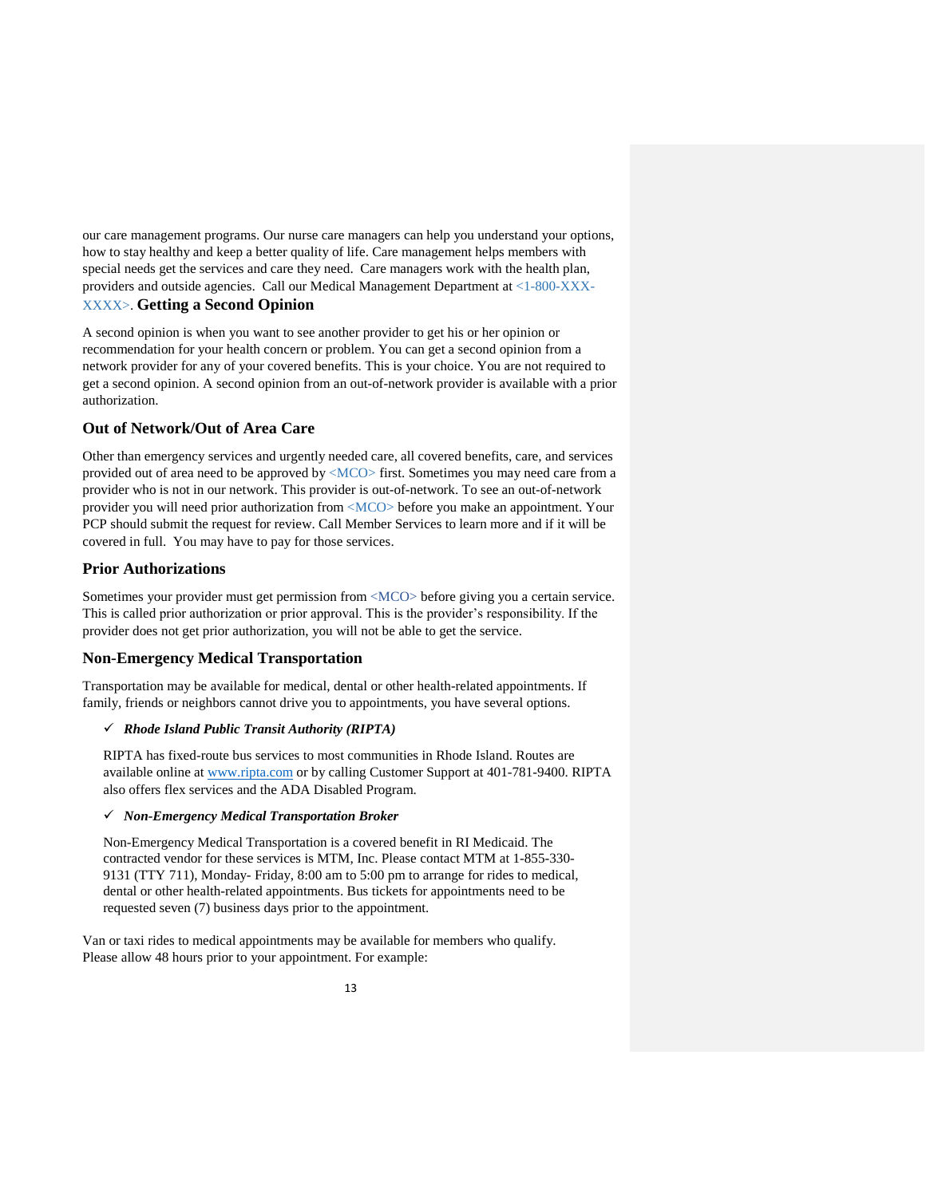our care management programs. Our nurse care managers can help you understand your options, how to stay healthy and keep a better quality of life. Care management helps members with special needs get the services and care they need. Care managers work with the health plan, providers and outside agencies. Call our Medical Management Department at <1-800-XXX-XXXX>.

### Getting a Second Opinion

A second opinion is when you want to see another provider to get his or her opinion or recommendation for your health concern or problem. You can get a second opinion from a network provider for any of your covered benefits. This is your choice. You are not required to get a second opinion. A second opinion from an out-of-network provider is available with a prior authorization.

### Out of Network/Out of Area Care

Other than emergency services and urgently needed care, all covered benefits, care, and services provided out of area need to be approved by <MCO> first. Sometimes you may need care from a provider who is not in our network. This provider is out-of-network. To see an out-of-network provider you will need prior authorization from <MCO> before you make an appointment. Your PCP should submit the request for review. Call Member Services to learn more and if it will be covered in full. You may have to pay for those services.

### Prior Authorizations

Sometimes your provider must get permission from <MCO> before giving you a certain service. This is called prior authorization or prior approval. This is the provider's responsibility. If the provider does not get prior authorization, you will not be able to get the service.

### Non-Emergency Medical Transportation

Transportation may be available for medical, dental or other health-related appointments. If family, friends or neighbors cannot drive you to appointments, you have several options.

- ✓ ***Rhode Island Public Transit Authority (RIPTA)***

  RIPTA has fixed-route bus services to most communities in Rhode Island. Routes are available online at www.ripta.com or by calling Customer Support at 401-781-9400. RIPTA also offers flex services and the ADA Disabled Program.

- ✓ ***Non-Emergency Medical Transportation Broker***

  Non-Emergency Medical Transportation is a covered benefit in RI Medicaid. The contracted vendor for these services is MTM, Inc. Please contact MTM at 1-855-330-9131 (TTY 711), Monday- Friday, 8:00 am to 5:00 pm to arrange for rides to medical, dental or other health-related appointments. Bus tickets for appointments need to be requested seven (7) business days prior to the appointment.

Van or taxi rides to medical appointments may be available for members who qualify. Please allow 48 hours prior to your appointment. For example: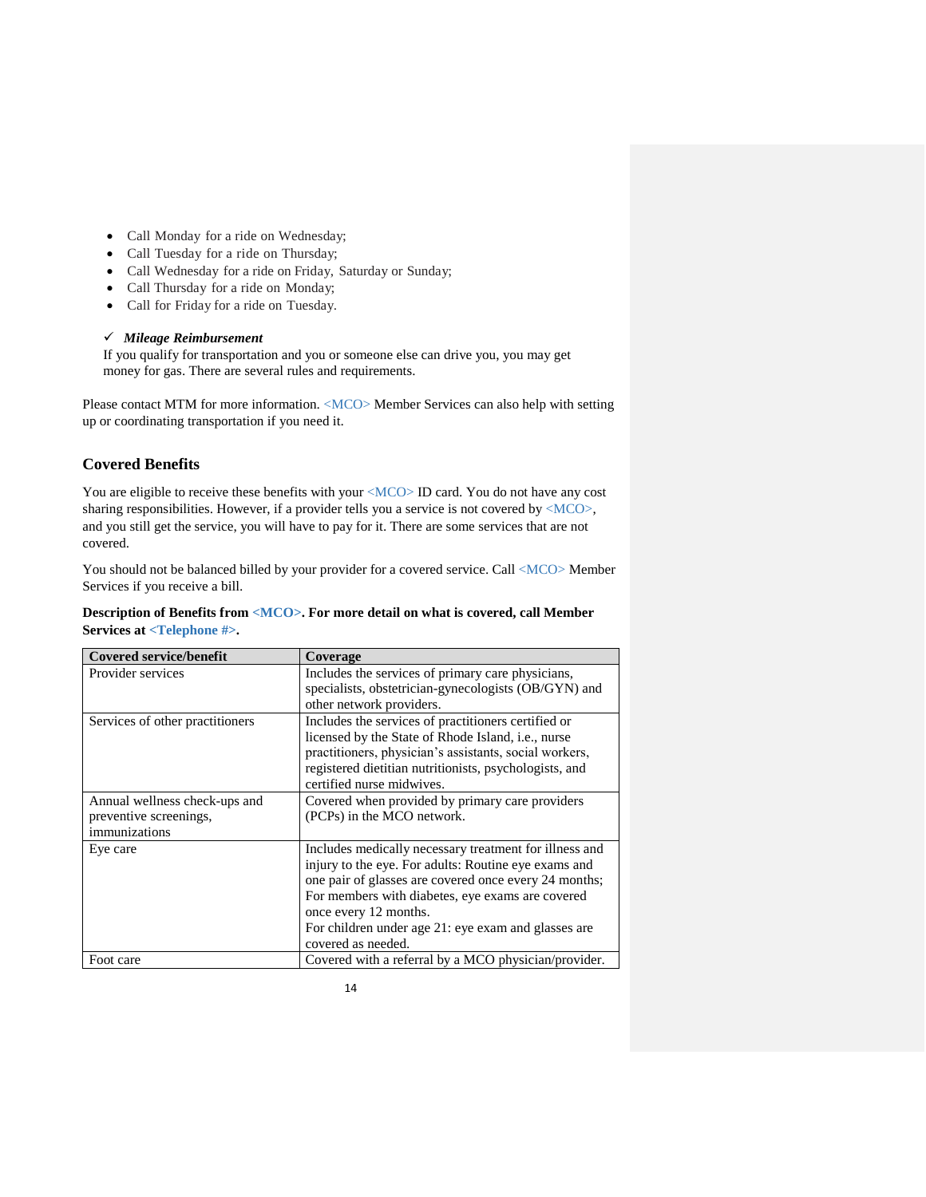- Call Monday for a ride on Wednesday;
- Call Tuesday for a ride on Thursday;
- Call Wednesday for a ride on Friday, Saturday or Sunday;
- Call Thursday for a ride on Monday;
- Call for Friday for a ride on Tuesday.

✓ ***Mileage Reimbursement***

If you qualify for transportation and you or someone else can drive you, you may get money for gas. There are several rules and requirements.

Please contact MTM for more information. <MCO> Member Services can also help with setting up or coordinating transportation if you need it.

## Covered Benefits

You are eligible to receive these benefits with your <MCO> ID card. You do not have any cost sharing responsibilities. However, if a provider tells you a service is not covered by <MCO>, and you still get the service, you will have to pay for it. There are some services that are not covered.

You should not be balanced billed by your provider for a covered service. Call <MCO> Member Services if you receive a bill.

**Description of Benefits from <MCO>. For more detail on what is covered, call Member Services at <Telephone #>.**

| Covered service/benefit | Coverage |
|---|---|
| Provider services | Includes the services of primary care physicians, specialists, obstetrician-gynecologists (OB/GYN) and other network providers. |
| Services of other practitioners | Includes the services of practitioners certified or licensed by the State of Rhode Island, i.e., nurse practitioners, physician's assistants, social workers, registered dietitian nutritionists, psychologists, and certified nurse midwives. |
| Annual wellness check-ups and preventive screenings, immunizations | Covered when provided by primary care providers (PCPs) in the MCO network. |
| Eye care | Includes medically necessary treatment for illness and injury to the eye. For adults: Routine eye exams and one pair of glasses are covered once every 24 months; For members with diabetes, eye exams are covered once every 12 months. For children under age 21: eye exam and glasses are covered as needed. |
| Foot care | Covered with a referral by a MCO physician/provider. |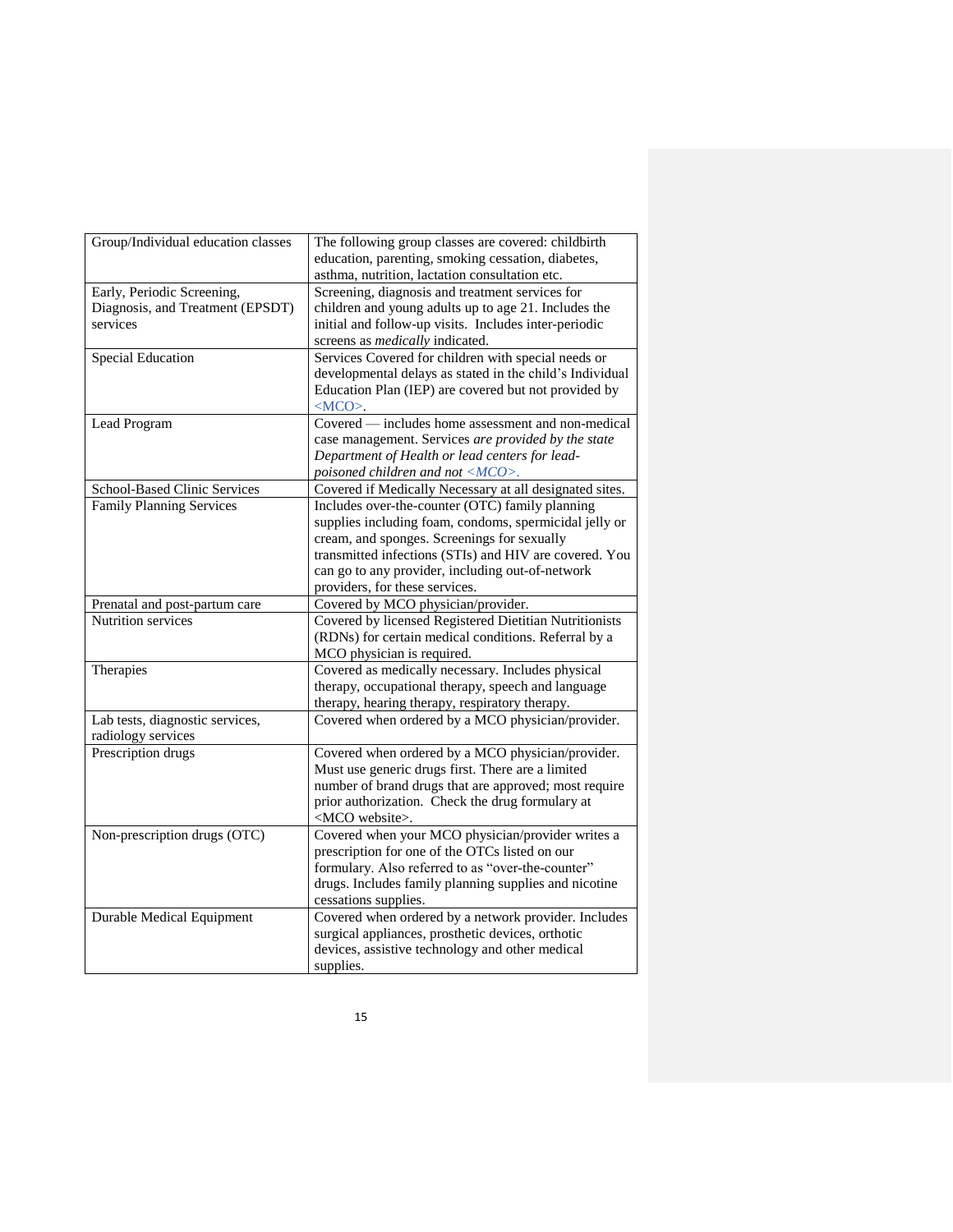| Group/Individual education classes | The following group classes are covered: childbirth education, parenting, smoking cessation, diabetes, asthma, nutrition, lactation consultation etc. |
|---|---|
| Early, Periodic Screening, Diagnosis, and Treatment (EPSDT) services | Screening, diagnosis and treatment services for children and young adults up to age 21. Includes the initial and follow-up visits. Includes inter-periodic screens as *medically* indicated. |
| Special Education | Services Covered for children with special needs or developmental delays as stated in the child's Individual Education Plan (IEP) are covered but not provided by <MCO>. |
| Lead Program | Covered — includes home assessment and non-medical case management. Services *are provided by the state Department of Health or lead centers for lead-poisoned children and not <MCO>.* |
| School-Based Clinic Services | Covered if Medically Necessary at all designated sites. |
| Family Planning Services | Includes over-the-counter (OTC) family planning supplies including foam, condoms, spermicidal jelly or cream, and sponges. Screenings for sexually transmitted infections (STIs) and HIV are covered. You can go to any provider, including out-of-network providers, for these services. |
| Prenatal and post-partum care | Covered by MCO physician/provider. |
| Nutrition services | Covered by licensed Registered Dietitian Nutritionists (RDNs) for certain medical conditions. Referral by a MCO physician is required. |
| Therapies | Covered as medically necessary. Includes physical therapy, occupational therapy, speech and language therapy, hearing therapy, respiratory therapy. |
| Lab tests, diagnostic services, radiology services | Covered when ordered by a MCO physician/provider. |
| Prescription drugs | Covered when ordered by a MCO physician/provider. Must use generic drugs first. There are a limited number of brand drugs that are approved; most require prior authorization. Check the drug formulary at <MCO website>. |
| Non-prescription drugs (OTC) | Covered when your MCO physician/provider writes a prescription for one of the OTCs listed on our formulary. Also referred to as "over-the-counter" drugs. Includes family planning supplies and nicotine cessations supplies. |
| Durable Medical Equipment | Covered when ordered by a network provider. Includes surgical appliances, prosthetic devices, orthotic devices, assistive technology and other medical supplies. |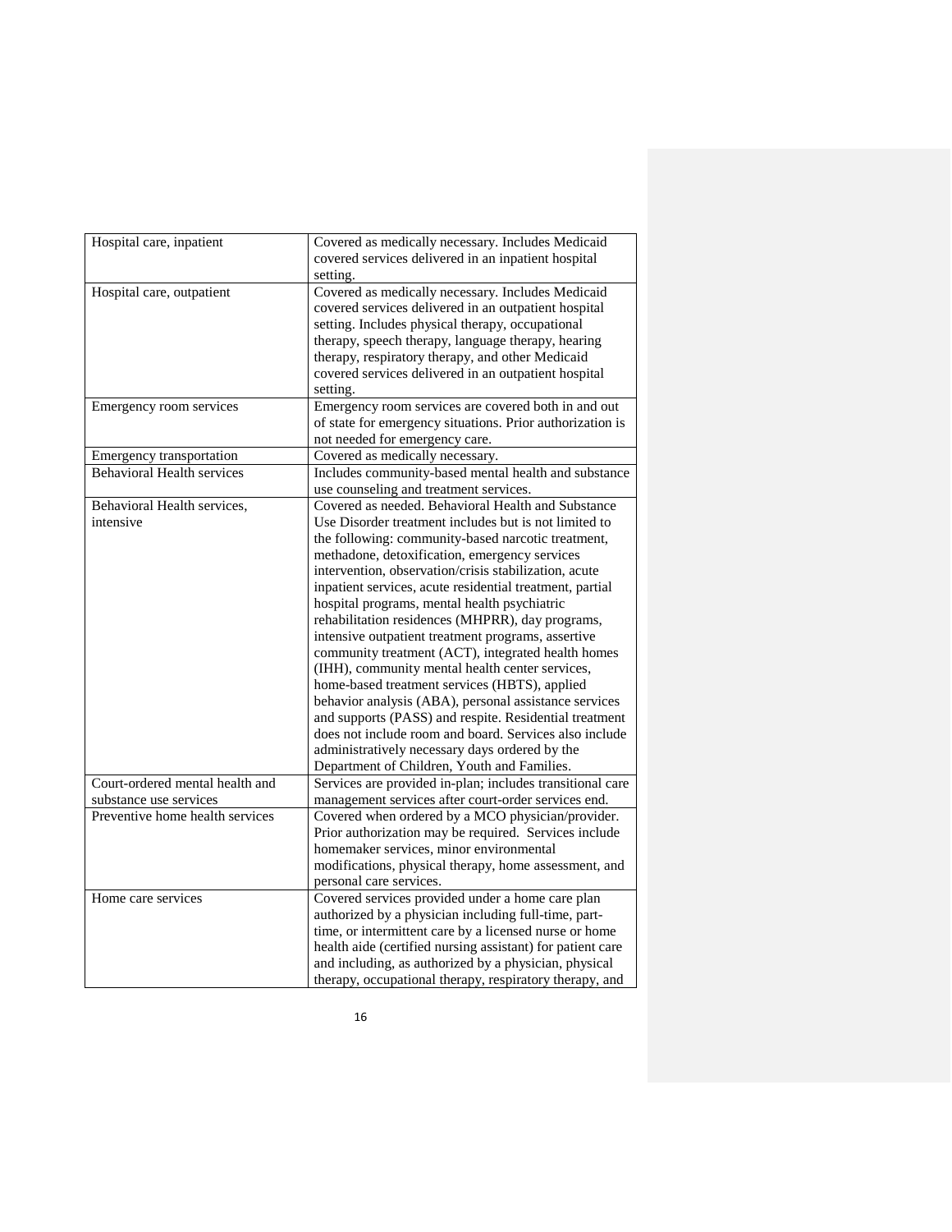| Hospital care, inpatient | Covered as medically necessary. Includes Medicaid covered services delivered in an inpatient hospital setting. |
| --- | --- |
| Hospital care, outpatient | Covered as medically necessary. Includes Medicaid covered services delivered in an outpatient hospital setting. Includes physical therapy, occupational therapy, speech therapy, language therapy, hearing therapy, respiratory therapy, and other Medicaid covered services delivered in an outpatient hospital setting. |
| Emergency room services | Emergency room services are covered both in and out of state for emergency situations. Prior authorization is not needed for emergency care. |
| Emergency transportation | Covered as medically necessary. |
| Behavioral Health services | Includes community-based mental health and substance use counseling and treatment services. |
| Behavioral Health services, intensive | Covered as needed. Behavioral Health and Substance Use Disorder treatment includes but is not limited to the following: community-based narcotic treatment, methadone, detoxification, emergency services intervention, observation/crisis stabilization, acute inpatient services, acute residential treatment, partial hospital programs, mental health psychiatric rehabilitation residences (MHPRR), day programs, intensive outpatient treatment programs, assertive community treatment (ACT), integrated health homes (IHH), community mental health center services, home-based treatment services (HBTS), applied behavior analysis (ABA), personal assistance services and supports (PASS) and respite. Residential treatment does not include room and board. Services also include administratively necessary days ordered by the Department of Children, Youth and Families. |
| Court-ordered mental health and substance use services | Services are provided in-plan; includes transitional care management services after court-order services end. |
| Preventive home health services | Covered when ordered by a MCO physician/provider. Prior authorization may be required. Services include homemaker services, minor environmental modifications, physical therapy, home assessment, and personal care services. |
| Home care services | Covered services provided under a home care plan authorized by a physician including full-time, part-time, or intermittent care by a licensed nurse or home health aide (certified nursing assistant) for patient care and including, as authorized by a physician, physical therapy, occupational therapy, respiratory therapy, and |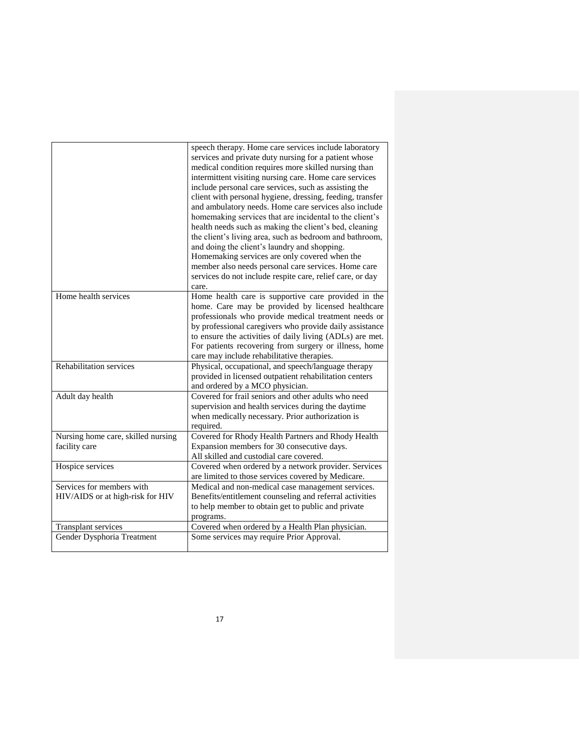| | |
|---|---|
| | speech therapy. Home care services include laboratory services and private duty nursing for a patient whose medical condition requires more skilled nursing than intermittent visiting nursing care. Home care services include personal care services, such as assisting the client with personal hygiene, dressing, feeding, transfer and ambulatory needs. Home care services also include homemaking services that are incidental to the client's health needs such as making the client's bed, cleaning the client's living area, such as bedroom and bathroom, and doing the client's laundry and shopping. Homemaking services are only covered when the member also needs personal care services. Home care services do not include respite care, relief care, or day care. |
| Home health services | Home health care is supportive care provided in the home. Care may be provided by licensed healthcare professionals who provide medical treatment needs or by professional caregivers who provide daily assistance to ensure the activities of daily living (ADLs) are met. For patients recovering from surgery or illness, home care may include rehabilitative therapies. |
| Rehabilitation services | Physical, occupational, and speech/language therapy provided in licensed outpatient rehabilitation centers and ordered by a MCO physician. |
| Adult day health | Covered for frail seniors and other adults who need supervision and health services during the daytime when medically necessary. Prior authorization is required. |
| Nursing home care, skilled nursing facility care | Covered for Rhody Health Partners and Rhody Health Expansion members for 30 consecutive days.<br>All skilled and custodial care covered. |
| Hospice services | Covered when ordered by a network provider. Services are limited to those services covered by Medicare. |
| Services for members with HIV/AIDS or at high-risk for HIV | Medical and non-medical case management services. Benefits/entitlement counseling and referral activities to help member to obtain get to public and private programs. |
| Transplant services | Covered when ordered by a Health Plan physician. |
| Gender Dysphoria Treatment | Some services may require Prior Approval. |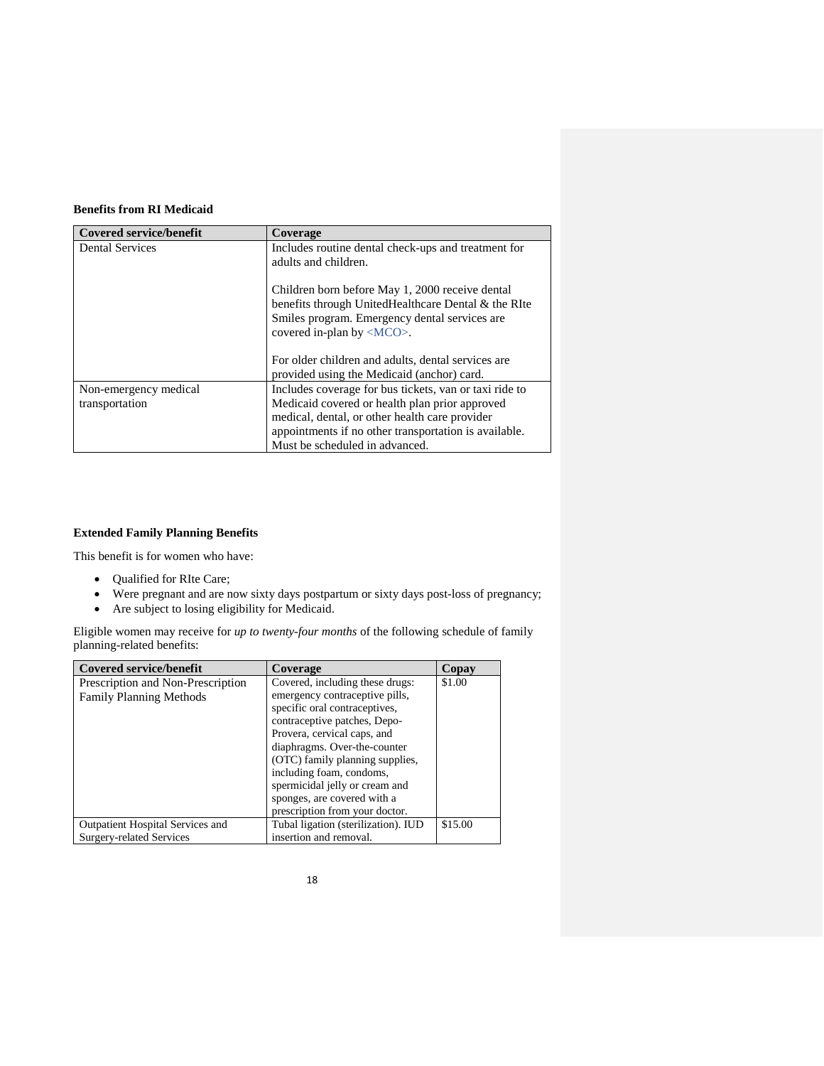**Benefits from RI Medicaid**

| Covered service/benefit | Coverage |
|---|---|
| Dental Services | Includes routine dental check-ups and treatment for adults and children.<br><br>Children born before May 1, 2000 receive dental benefits through UnitedHealthcare Dental & the RIte Smiles program. Emergency dental services are covered in-plan by <MCO>.<br><br>For older children and adults, dental services are provided using the Medicaid (anchor) card. |
| Non-emergency medical transportation | Includes coverage for bus tickets, van or taxi ride to Medicaid covered or health plan prior approved medical, dental, or other health care provider appointments if no other transportation is available. Must be scheduled in advanced. |

**Extended Family Planning Benefits**

This benefit is for women who have:

- Qualified for RIte Care;
- Were pregnant and are now sixty days postpartum or sixty days post-loss of pregnancy;
- Are subject to losing eligibility for Medicaid.

Eligible women may receive for *up to twenty-four months* of the following schedule of family planning-related benefits:

| Covered service/benefit | Coverage | Copay |
|---|---|---|
| Prescription and Non-Prescription Family Planning Methods | Covered, including these drugs: emergency contraceptive pills, specific oral contraceptives, contraceptive patches, Depo-Provera, cervical caps, and diaphragms. Over-the-counter (OTC) family planning supplies, including foam, condoms, spermicidal jelly or cream and sponges, are covered with a prescription from your doctor. | $1.00 |
| Outpatient Hospital Services and Surgery-related Services | Tubal ligation (sterilization). IUD insertion and removal. | $15.00 |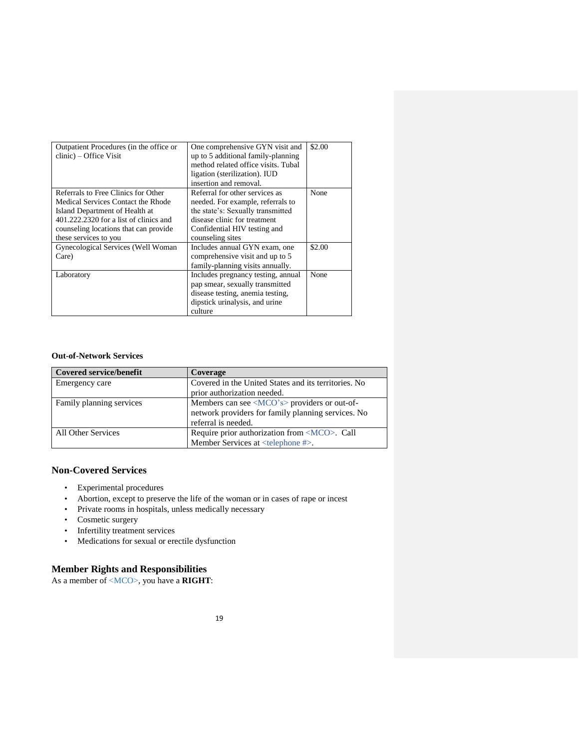| Outpatient Procedures (in the office or clinic) – Office Visit | One comprehensive GYN visit and up to 5 additional family-planning method related office visits. Tubal ligation (sterilization). IUD insertion and removal. | $2.00 |
|---|---|---|
| Referrals to Free Clinics for Other Medical Services Contact the Rhode Island Department of Health at 401.222.2320 for a list of clinics and counseling locations that can provide these services to you | Referral for other services as needed. For example, referrals to the state's: Sexually transmitted disease clinic for treatment Confidential HIV testing and counseling sites | None |
| Gynecological Services (Well Woman Care) | Includes annual GYN exam, one comprehensive visit and up to 5 family-planning visits annually. | $2.00 |
| Laboratory | Includes pregnancy testing, annual pap smear, sexually transmitted disease testing, anemia testing, dipstick urinalysis, and urine culture | None |

**Out-of-Network Services**

| Covered service/benefit | Coverage |
|---|---|
| Emergency care | Covered in the United States and its territories. No prior authorization needed. |
| Family planning services | Members can see <MCO's> providers or out-of-network providers for family planning services. No referral is needed. |
| All Other Services | Require prior authorization from <MCO>. Call Member Services at <telephone #>. |

## Non-Covered Services

- Experimental procedures
- Abortion, except to preserve the life of the woman or in cases of rape or incest
- Private rooms in hospitals, unless medically necessary
- Cosmetic surgery
- Infertility treatment services
- Medications for sexual or erectile dysfunction

## Member Rights and Responsibilities

As a member of <MCO>, you have a **RIGHT**: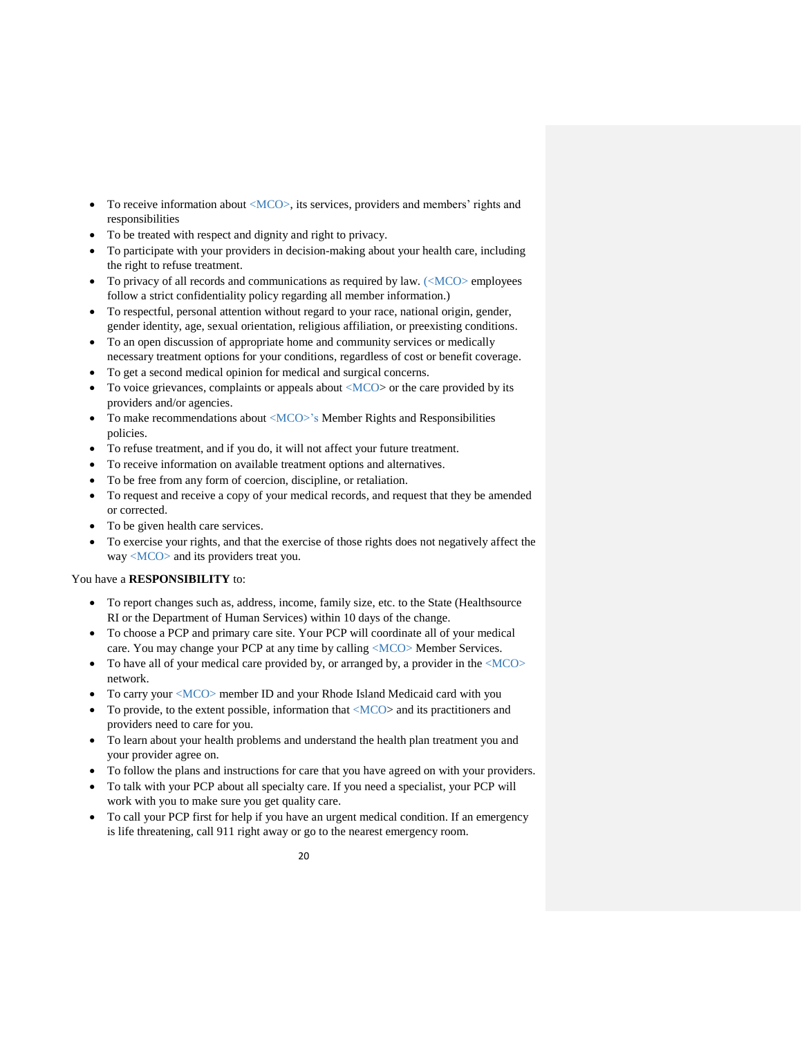- To receive information about <MCO>, its services, providers and members' rights and responsibilities
- To be treated with respect and dignity and right to privacy.
- To participate with your providers in decision-making about your health care, including the right to refuse treatment.
- To privacy of all records and communications as required by law. (<MCO> employees follow a strict confidentiality policy regarding all member information.)
- To respectful, personal attention without regard to your race, national origin, gender, gender identity, age, sexual orientation, religious affiliation, or preexisting conditions.
- To an open discussion of appropriate home and community services or medically necessary treatment options for your conditions, regardless of cost or benefit coverage.
- To get a second medical opinion for medical and surgical concerns.
- To voice grievances, complaints or appeals about <MCO> or the care provided by its providers and/or agencies.
- To make recommendations about <MCO>'s Member Rights and Responsibilities policies.
- To refuse treatment, and if you do, it will not affect your future treatment.
- To receive information on available treatment options and alternatives.
- To be free from any form of coercion, discipline, or retaliation.
- To request and receive a copy of your medical records, and request that they be amended or corrected.
- To be given health care services.
- To exercise your rights, and that the exercise of those rights does not negatively affect the way <MCO> and its providers treat you.

You have a **RESPONSIBILITY** to:

- To report changes such as, address, income, family size, etc. to the State (Healthsource RI or the Department of Human Services) within 10 days of the change.
- To choose a PCP and primary care site. Your PCP will coordinate all of your medical care. You may change your PCP at any time by calling <MCO> Member Services.
- To have all of your medical care provided by, or arranged by, a provider in the <MCO> network.
- To carry your <MCO> member ID and your Rhode Island Medicaid card with you
- To provide, to the extent possible, information that <MCO> and its practitioners and providers need to care for you.
- To learn about your health problems and understand the health plan treatment you and your provider agree on.
- To follow the plans and instructions for care that you have agreed on with your providers.
- To talk with your PCP about all specialty care. If you need a specialist, your PCP will work with you to make sure you get quality care.
- To call your PCP first for help if you have an urgent medical condition. If an emergency is life threatening, call 911 right away or go to the nearest emergency room.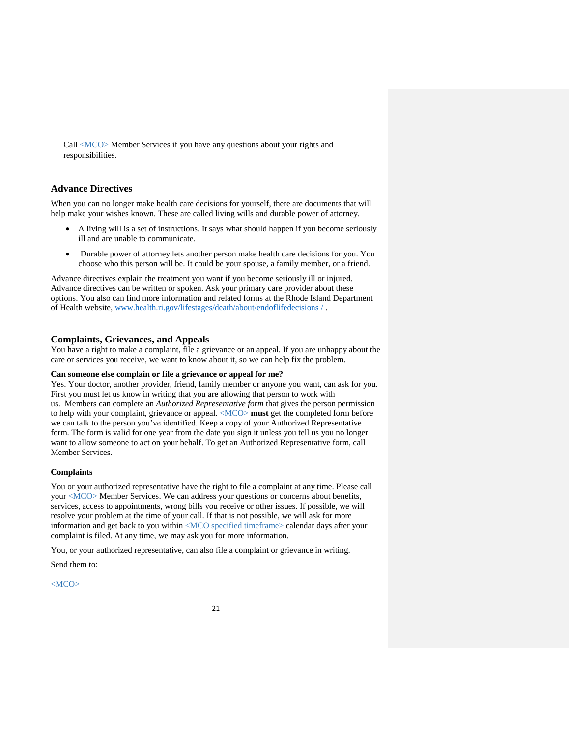Call <MCO> Member Services if you have any questions about your rights and responsibilities.

## Advance Directives

When you can no longer make health care decisions for yourself, there are documents that will help make your wishes known. These are called living wills and durable power of attorney.

- A living will is a set of instructions. It says what should happen if you become seriously ill and are unable to communicate.
- Durable power of attorney lets another person make health care decisions for you. You choose who this person will be. It could be your spouse, a family member, or a friend.

Advance directives explain the treatment you want if you become seriously ill or injured. Advance directives can be written or spoken. Ask your primary care provider about these options. You also can find more information and related forms at the Rhode Island Department of Health website, www.health.ri.gov/lifestages/death/about/endoflifedecisions / .

## Complaints, Grievances, and Appeals

You have a right to make a complaint, file a grievance or an appeal. If you are unhappy about the care or services you receive, we want to know about it, so we can help fix the problem.

**Can someone else complain or file a grievance or appeal for me?**

Yes. Your doctor, another provider, friend, family member or anyone you want, can ask for you. First you must let us know in writing that you are allowing that person to work with us. Members can complete an *Authorized Representative form* that gives the person permission to help with your complaint, grievance or appeal. <MCO> **must** get the completed form before we can talk to the person you've identified. Keep a copy of your Authorized Representative form. The form is valid for one year from the date you sign it unless you tell us you no longer want to allow someone to act on your behalf. To get an Authorized Representative form, call Member Services.

**Complaints**

You or your authorized representative have the right to file a complaint at any time. Please call your <MCO> Member Services. We can address your questions or concerns about benefits, services, access to appointments, wrong bills you receive or other issues. If possible, we will resolve your problem at the time of your call. If that is not possible, we will ask for more information and get back to you within <MCO specified timeframe> calendar days after your complaint is filed. At any time, we may ask you for more information.

You, or your authorized representative, can also file a complaint or grievance in writing.

Send them to:

<MCO>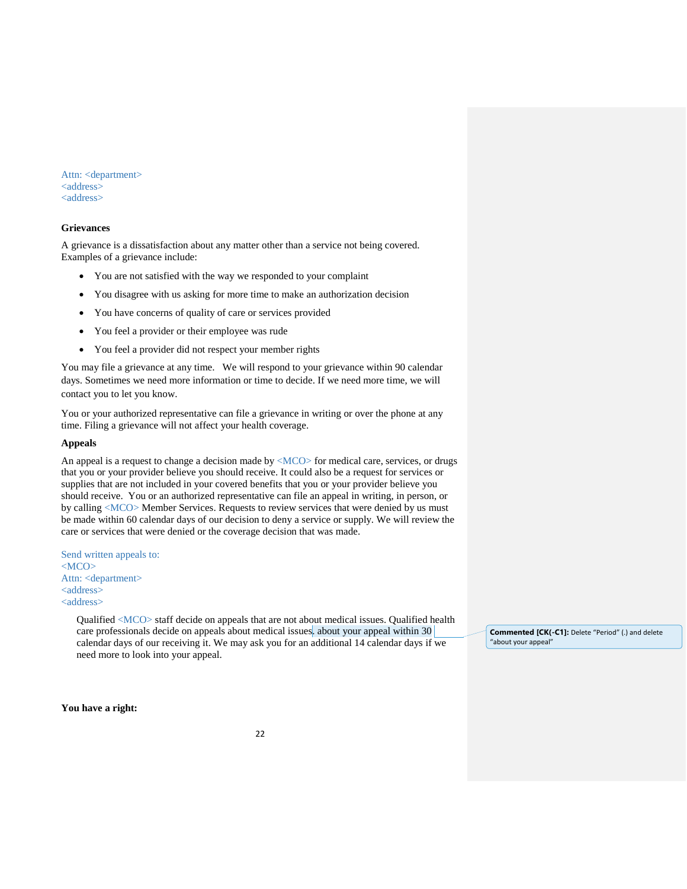Attn: <department>
<address>
<address>

**Grievances**

A grievance is a dissatisfaction about any matter other than a service not being covered. Examples of a grievance include:

- You are not satisfied with the way we responded to your complaint
- You disagree with us asking for more time to make an authorization decision
- You have concerns of quality of care or services provided
- You feel a provider or their employee was rude
- You feel a provider did not respect your member rights

You may file a grievance at any time. We will respond to your grievance within 90 calendar days. Sometimes we need more information or time to decide. If we need more time, we will contact you to let you know.

You or your authorized representative can file a grievance in writing or over the phone at any time. Filing a grievance will not affect your health coverage.

**Appeals**

An appeal is a request to change a decision made by <MCO> for medical care, services, or drugs that you or your provider believe you should receive. It could also be a request for services or supplies that are not included in your covered benefits that you or your provider believe you should receive. You or an authorized representative can file an appeal in writing, in person, or by calling <MCO> Member Services. Requests to review services that were denied by us must be made within 60 calendar days of our decision to deny a service or supply. We will review the care or services that were denied or the coverage decision that was made.

Send written appeals to:
<MCO>
Attn: <department>
<address>
<address>

Qualified <MCO> staff decide on appeals that are not about medical issues. Qualified health care professionals decide on appeals about medical issues. about your appeal within 30 calendar days of our receiving it. We may ask you for an additional 14 calendar days if we need more to look into your appeal.

**Commented [CK(-C1]:** Delete "Period" (.) and delete "about your appeal"

**You have a right:**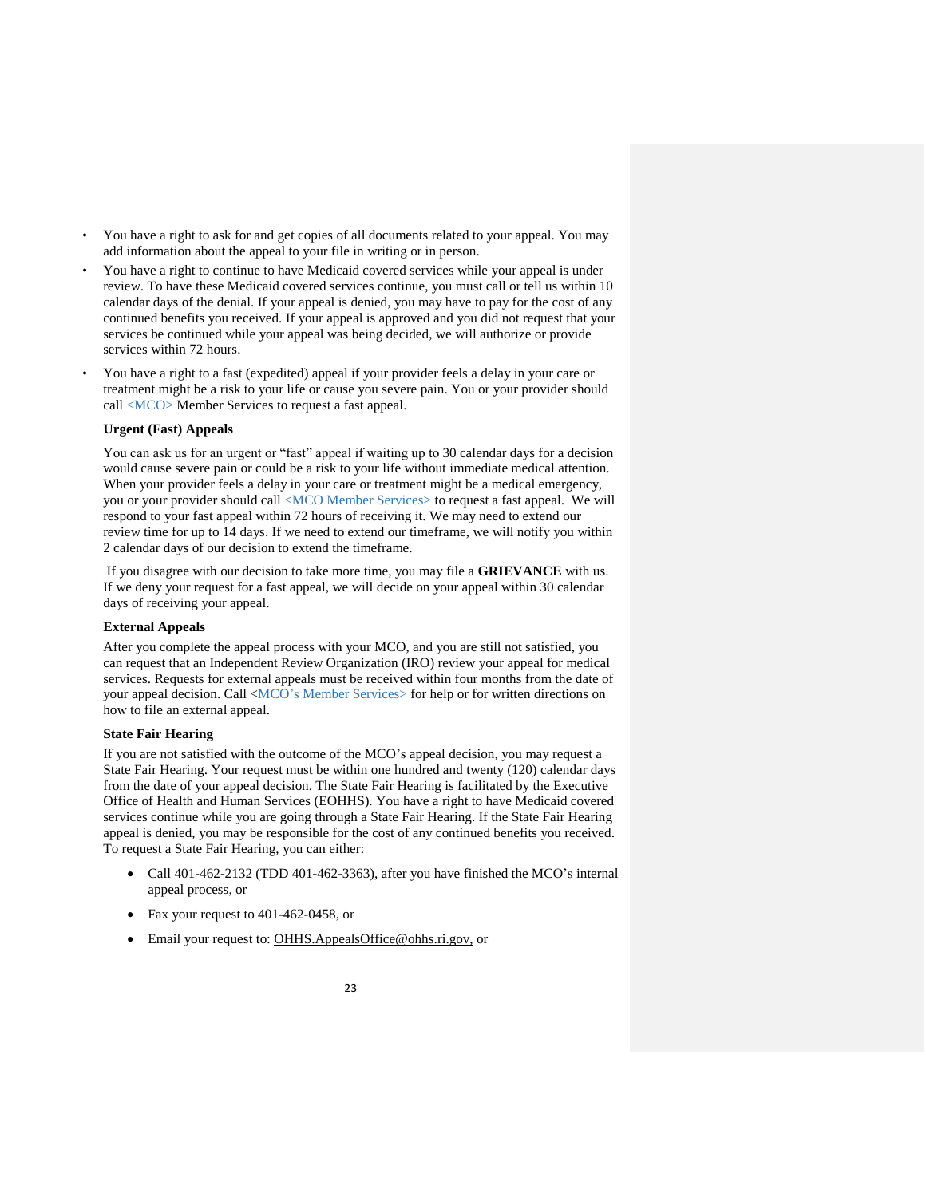- You have a right to ask for and get copies of all documents related to your appeal. You may add information about the appeal to your file in writing or in person.
- You have a right to continue to have Medicaid covered services while your appeal is under review. To have these Medicaid covered services continue, you must call or tell us within 10 calendar days of the denial. If your appeal is denied, you may have to pay for the cost of any continued benefits you received. If your appeal is approved and you did not request that your services be continued while your appeal was being decided, we will authorize or provide services within 72 hours.
- You have a right to a fast (expedited) appeal if your provider feels a delay in your care or treatment might be a risk to your life or cause you severe pain. You or your provider should call <MCO> Member Services to request a fast appeal.

**Urgent (Fast) Appeals**

You can ask us for an urgent or "fast" appeal if waiting up to 30 calendar days for a decision would cause severe pain or could be a risk to your life without immediate medical attention. When your provider feels a delay in your care or treatment might be a medical emergency, you or your provider should call <MCO Member Services> to request a fast appeal. We will respond to your fast appeal within 72 hours of receiving it. We may need to extend our review time for up to 14 days. If we need to extend our timeframe, we will notify you within 2 calendar days of our decision to extend the timeframe.

If you disagree with our decision to take more time, you may file a **GRIEVANCE** with us. If we deny your request for a fast appeal, we will decide on your appeal within 30 calendar days of receiving your appeal.

**External Appeals**

After you complete the appeal process with your MCO, and you are still not satisfied, you can request that an Independent Review Organization (IRO) review your appeal for medical services. Requests for external appeals must be received within four months from the date of your appeal decision. Call <MCO's Member Services> for help or for written directions on how to file an external appeal.

**State Fair Hearing**

If you are not satisfied with the outcome of the MCO's appeal decision, you may request a State Fair Hearing. Your request must be within one hundred and twenty (120) calendar days from the date of your appeal decision. The State Fair Hearing is facilitated by the Executive Office of Health and Human Services (EOHHS). You have a right to have Medicaid covered services continue while you are going through a State Fair Hearing. If the State Fair Hearing appeal is denied, you may be responsible for the cost of any continued benefits you received. To request a State Fair Hearing, you can either:

- Call 401-462-2132 (TDD 401-462-3363), after you have finished the MCO's internal appeal process, or
- Fax your request to 401-462-0458, or
- Email your request to: OHHS.AppealsOffice@ohhs.ri.gov, or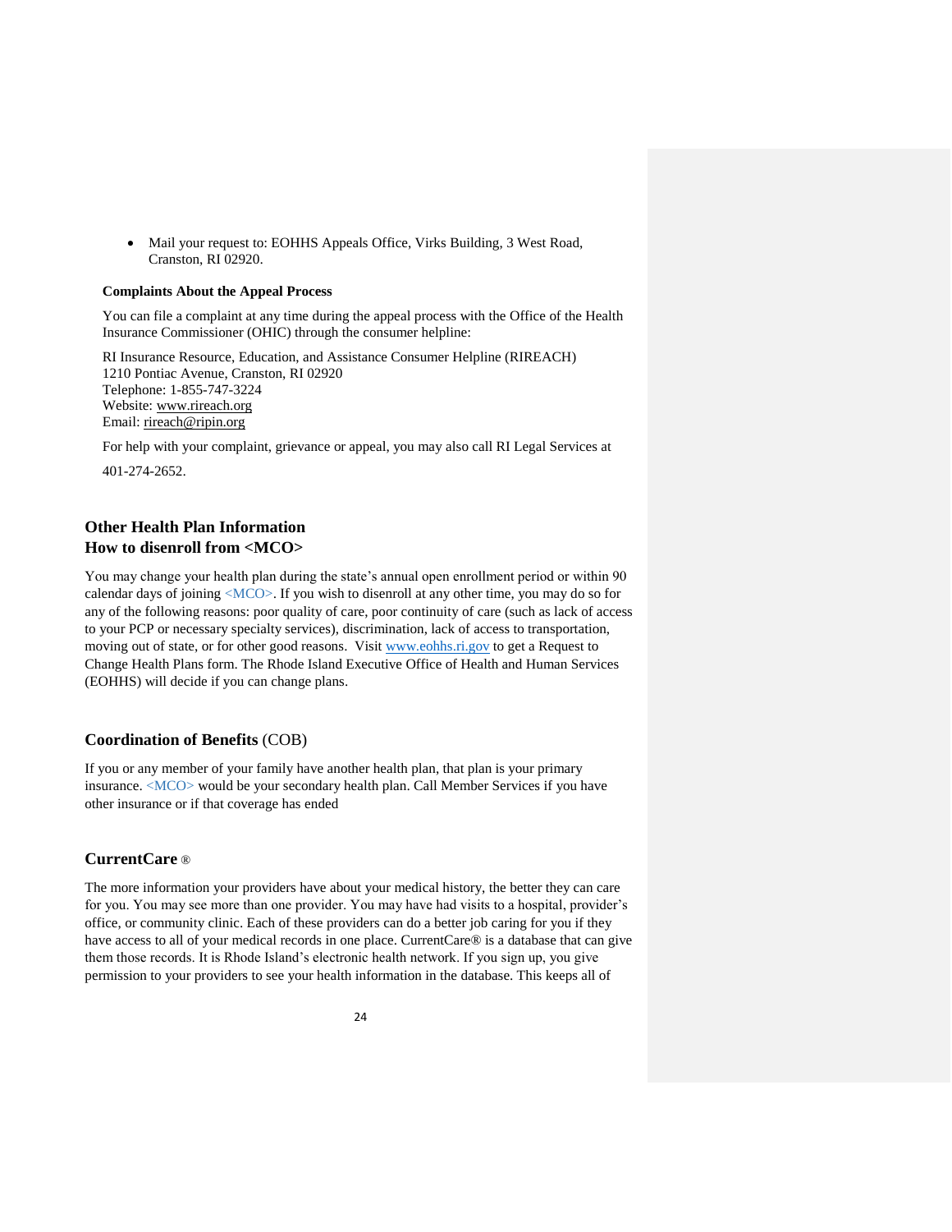- Mail your request to: EOHHS Appeals Office, Virks Building, 3 West Road, Cranston, RI 02920.

**Complaints About the Appeal Process**

You can file a complaint at any time during the appeal process with the Office of the Health Insurance Commissioner (OHIC) through the consumer helpline:

RI Insurance Resource, Education, and Assistance Consumer Helpline (RIREACH)
1210 Pontiac Avenue, Cranston, RI 02920
Telephone: 1-855-747-3224
Website: www.rireach.org
Email: rireach@ripin.org

For help with your complaint, grievance or appeal, you may also call RI Legal Services at 401-274-2652.

## Other Health Plan Information
## How to disenroll from <MCO>

You may change your health plan during the state's annual open enrollment period or within 90 calendar days of joining <MCO>. If you wish to disenroll at any other time, you may do so for any of the following reasons: poor quality of care, poor continuity of care (such as lack of access to your PCP or necessary specialty services), discrimination, lack of access to transportation, moving out of state, or for other good reasons. Visit www.eohhs.ri.gov to get a Request to Change Health Plans form. The Rhode Island Executive Office of Health and Human Services (EOHHS) will decide if you can change plans.

## Coordination of Benefits (COB)

If you or any member of your family have another health plan, that plan is your primary insurance. <MCO> would be your secondary health plan. Call Member Services if you have other insurance or if that coverage has ended

## CurrentCare®

The more information your providers have about your medical history, the better they can care for you. You may see more than one provider. You may have had visits to a hospital, provider's office, or community clinic. Each of these providers can do a better job caring for you if they have access to all of your medical records in one place. CurrentCare® is a database that can give them those records. It is Rhode Island's electronic health network. If you sign up, you give permission to your providers to see your health information in the database. This keeps all of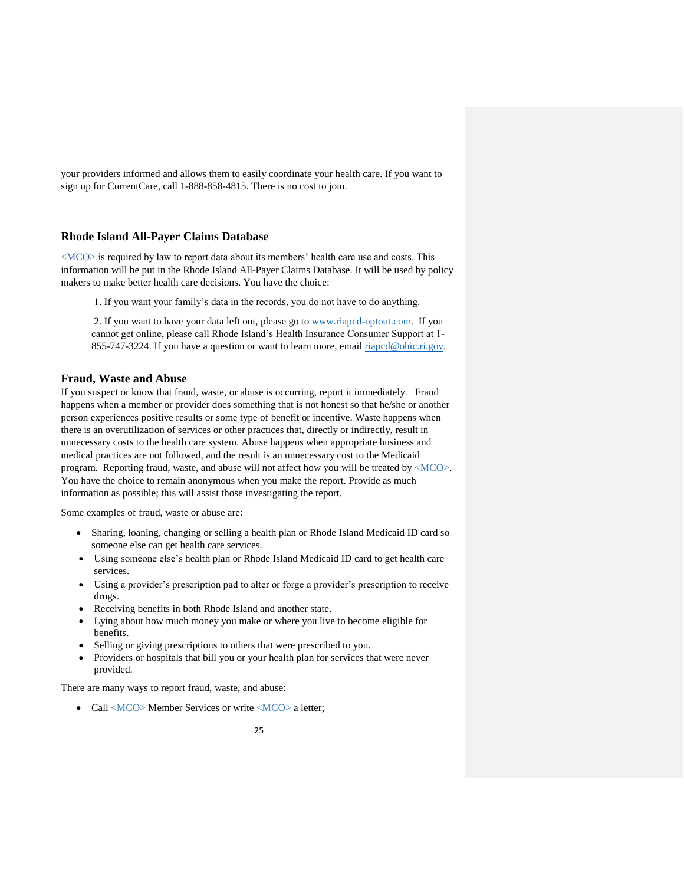your providers informed and allows them to easily coordinate your health care. If you want to sign up for CurrentCare, call 1-888-858-4815. There is no cost to join.

## Rhode Island All-Payer Claims Database

<MCO> is required by law to report data about its members' health care use and costs. This information will be put in the Rhode Island All-Payer Claims Database. It will be used by policy makers to make better health care decisions. You have the choice:

1. If you want your family's data in the records, you do not have to do anything.

2. If you want to have your data left out, please go to www.riapcd-optout.com. If you cannot get online, please call Rhode Island's Health Insurance Consumer Support at 1-855-747-3224. If you have a question or want to learn more, email riapcd@ohic.ri.gov.

## Fraud, Waste and Abuse

If you suspect or know that fraud, waste, or abuse is occurring, report it immediately. Fraud happens when a member or provider does something that is not honest so that he/she or another person experiences positive results or some type of benefit or incentive. Waste happens when there is an overutilization of services or other practices that, directly or indirectly, result in unnecessary costs to the health care system. Abuse happens when appropriate business and medical practices are not followed, and the result is an unnecessary cost to the Medicaid program. Reporting fraud, waste, and abuse will not affect how you will be treated by <MCO>. You have the choice to remain anonymous when you make the report. Provide as much information as possible; this will assist those investigating the report.

Some examples of fraud, waste or abuse are:

- Sharing, loaning, changing or selling a health plan or Rhode Island Medicaid ID card so someone else can get health care services.
- Using someone else's health plan or Rhode Island Medicaid ID card to get health care services.
- Using a provider's prescription pad to alter or forge a provider's prescription to receive drugs.
- Receiving benefits in both Rhode Island and another state.
- Lying about how much money you make or where you live to become eligible for benefits.
- Selling or giving prescriptions to others that were prescribed to you.
- Providers or hospitals that bill you or your health plan for services that were never provided.

There are many ways to report fraud, waste, and abuse:

- Call <MCO> Member Services or write <MCO> a letter;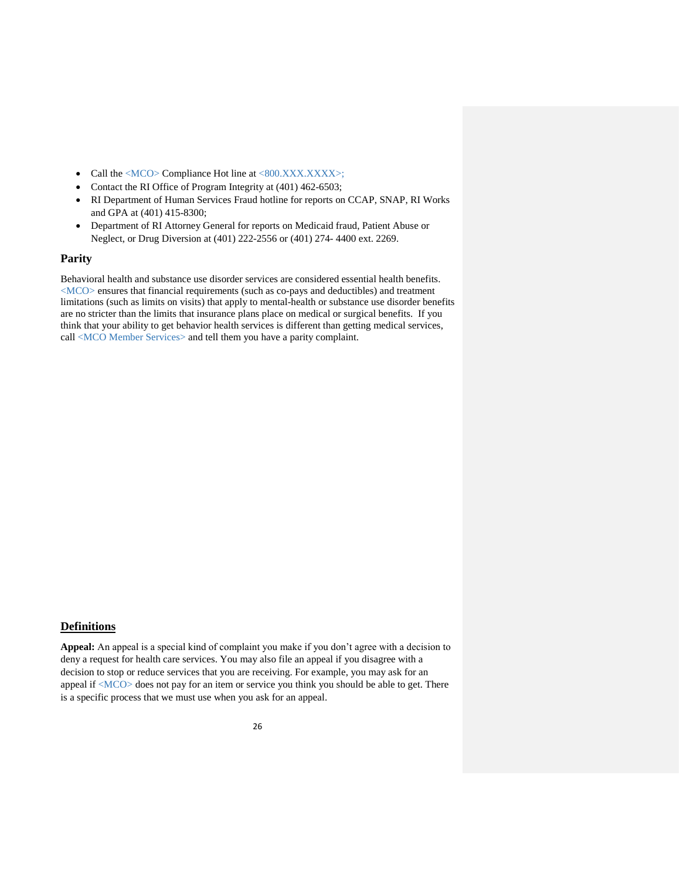- Call the <MCO> Compliance Hot line at <800.XXX.XXXX>;
- Contact the RI Office of Program Integrity at (401) 462-6503;
- RI Department of Human Services Fraud hotline for reports on CCAP, SNAP, RI Works and GPA at (401) 415-8300;
- Department of RI Attorney General for reports on Medicaid fraud, Patient Abuse or Neglect, or Drug Diversion at (401) 222-2556 or (401) 274- 4400 ext. 2269.

### Parity

Behavioral health and substance use disorder services are considered essential health benefits. <MCO> ensures that financial requirements (such as co-pays and deductibles) and treatment limitations (such as limits on visits) that apply to mental-health or substance use disorder benefits are no stricter than the limits that insurance plans place on medical or surgical benefits. If you think that your ability to get behavior health services is different than getting medical services, call <MCO Member Services> and tell them you have a parity complaint.

## Definitions

**Appeal:** An appeal is a special kind of complaint you make if you don't agree with a decision to deny a request for health care services. You may also file an appeal if you disagree with a decision to stop or reduce services that you are receiving. For example, you may ask for an appeal if <MCO> does not pay for an item or service you think you should be able to get. There is a specific process that we must use when you ask for an appeal.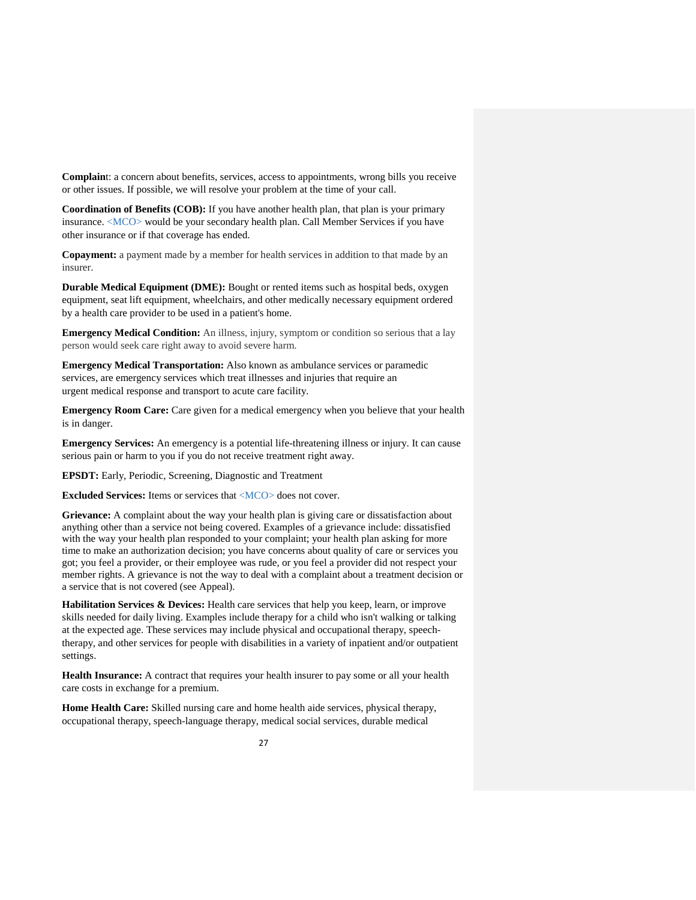**Complaint**: a concern about benefits, services, access to appointments, wrong bills you receive or other issues. If possible, we will resolve your problem at the time of your call.

**Coordination of Benefits (COB):** If you have another health plan, that plan is your primary insurance. <MCO> would be your secondary health plan. Call Member Services if you have other insurance or if that coverage has ended.

**Copayment:** a payment made by a member for health services in addition to that made by an insurer.

**Durable Medical Equipment (DME):** Bought or rented items such as hospital beds, oxygen equipment, seat lift equipment, wheelchairs, and other medically necessary equipment ordered by a health care provider to be used in a patient's home.

**Emergency Medical Condition:** An illness, injury, symptom or condition so serious that a lay person would seek care right away to avoid severe harm.

**Emergency Medical Transportation:** Also known as ambulance services or paramedic services, are emergency services which treat illnesses and injuries that require an urgent medical response and transport to acute care facility.

**Emergency Room Care:** Care given for a medical emergency when you believe that your health is in danger.

**Emergency Services:** An emergency is a potential life-threatening illness or injury. It can cause serious pain or harm to you if you do not receive treatment right away.

**EPSDT:** Early, Periodic, Screening, Diagnostic and Treatment

**Excluded Services:** Items or services that <MCO> does not cover.

**Grievance:** A complaint about the way your health plan is giving care or dissatisfaction about anything other than a service not being covered. Examples of a grievance include: dissatisfied with the way your health plan responded to your complaint; your health plan asking for more time to make an authorization decision; you have concerns about quality of care or services you got; you feel a provider, or their employee was rude, or you feel a provider did not respect your member rights. A grievance is not the way to deal with a complaint about a treatment decision or a service that is not covered (see Appeal).

**Habilitation Services & Devices:** Health care services that help you keep, learn, or improve skills needed for daily living. Examples include therapy for a child who isn't walking or talking at the expected age. These services may include physical and occupational therapy, speech-therapy, and other services for people with disabilities in a variety of inpatient and/or outpatient settings.

**Health Insurance:** A contract that requires your health insurer to pay some or all your health care costs in exchange for a premium.

**Home Health Care:** Skilled nursing care and home health aide services, physical therapy, occupational therapy, speech-language therapy, medical social services, durable medical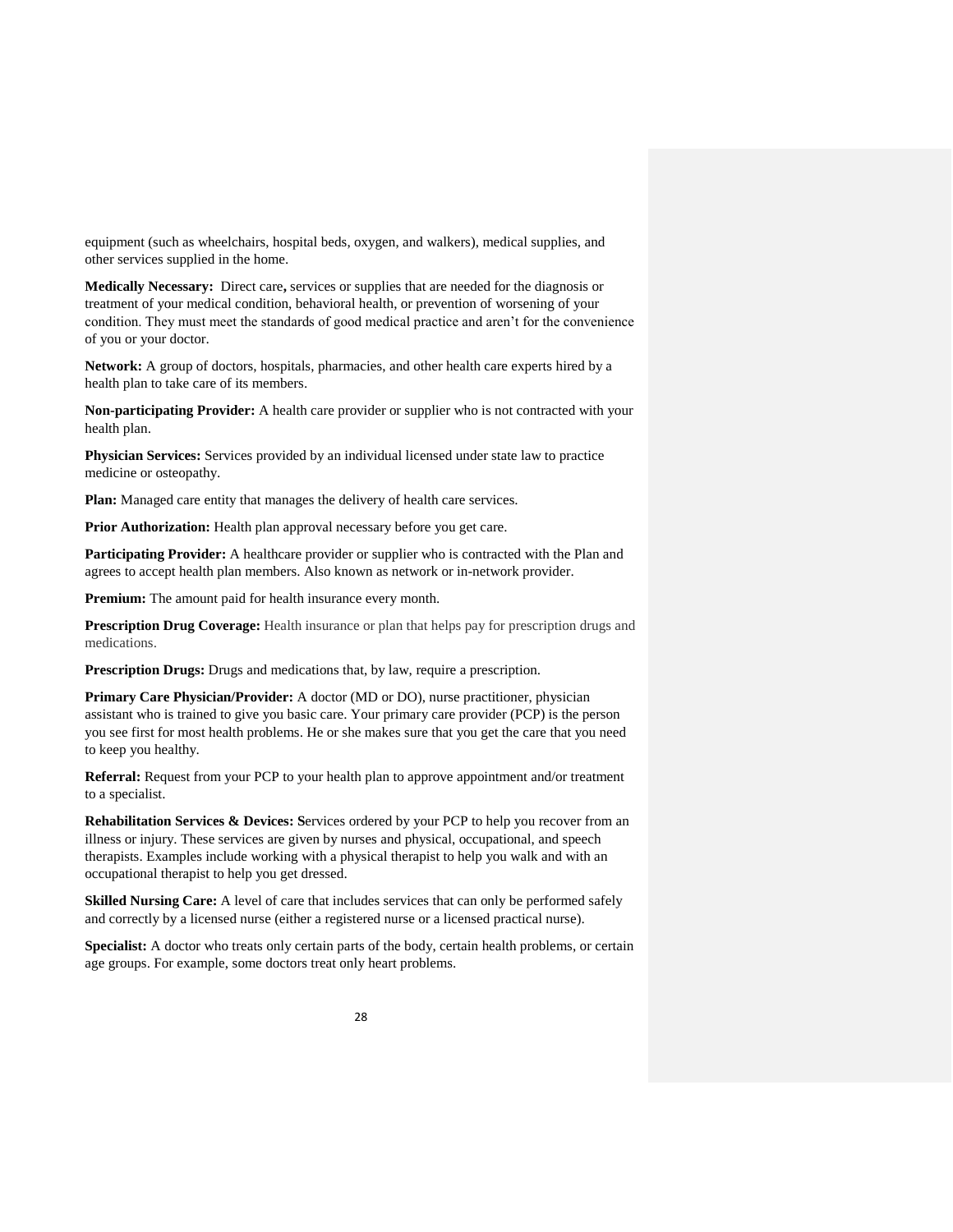equipment (such as wheelchairs, hospital beds, oxygen, and walkers), medical supplies, and other services supplied in the home.

**Medically Necessary:** Direct care**,** services or supplies that are needed for the diagnosis or treatment of your medical condition, behavioral health, or prevention of worsening of your condition. They must meet the standards of good medical practice and aren't for the convenience of you or your doctor.

**Network:** A group of doctors, hospitals, pharmacies, and other health care experts hired by a health plan to take care of its members.

**Non-participating Provider:** A health care provider or supplier who is not contracted with your health plan.

**Physician Services:** Services provided by an individual licensed under state law to practice medicine or osteopathy.

**Plan:** Managed care entity that manages the delivery of health care services.

**Prior Authorization:** Health plan approval necessary before you get care.

**Participating Provider:** A healthcare provider or supplier who is contracted with the Plan and agrees to accept health plan members. Also known as network or in-network provider.

**Premium:** The amount paid for health insurance every month.

**Prescription Drug Coverage:** Health insurance or plan that helps pay for prescription drugs and medications.

**Prescription Drugs:** Drugs and medications that, by law, require a prescription.

**Primary Care Physician/Provider:** A doctor (MD or DO), nurse practitioner, physician assistant who is trained to give you basic care. Your primary care provider (PCP) is the person you see first for most health problems. He or she makes sure that you get the care that you need to keep you healthy.

**Referral:** Request from your PCP to your health plan to approve appointment and/or treatment to a specialist.

**Rehabilitation Services & Devices: S**ervices ordered by your PCP to help you recover from an illness or injury. These services are given by nurses and physical, occupational, and speech therapists. Examples include working with a physical therapist to help you walk and with an occupational therapist to help you get dressed.

**Skilled Nursing Care:** A level of care that includes services that can only be performed safely and correctly by a licensed nurse (either a registered nurse or a licensed practical nurse).

**Specialist:** A doctor who treats only certain parts of the body, certain health problems, or certain age groups. For example, some doctors treat only heart problems.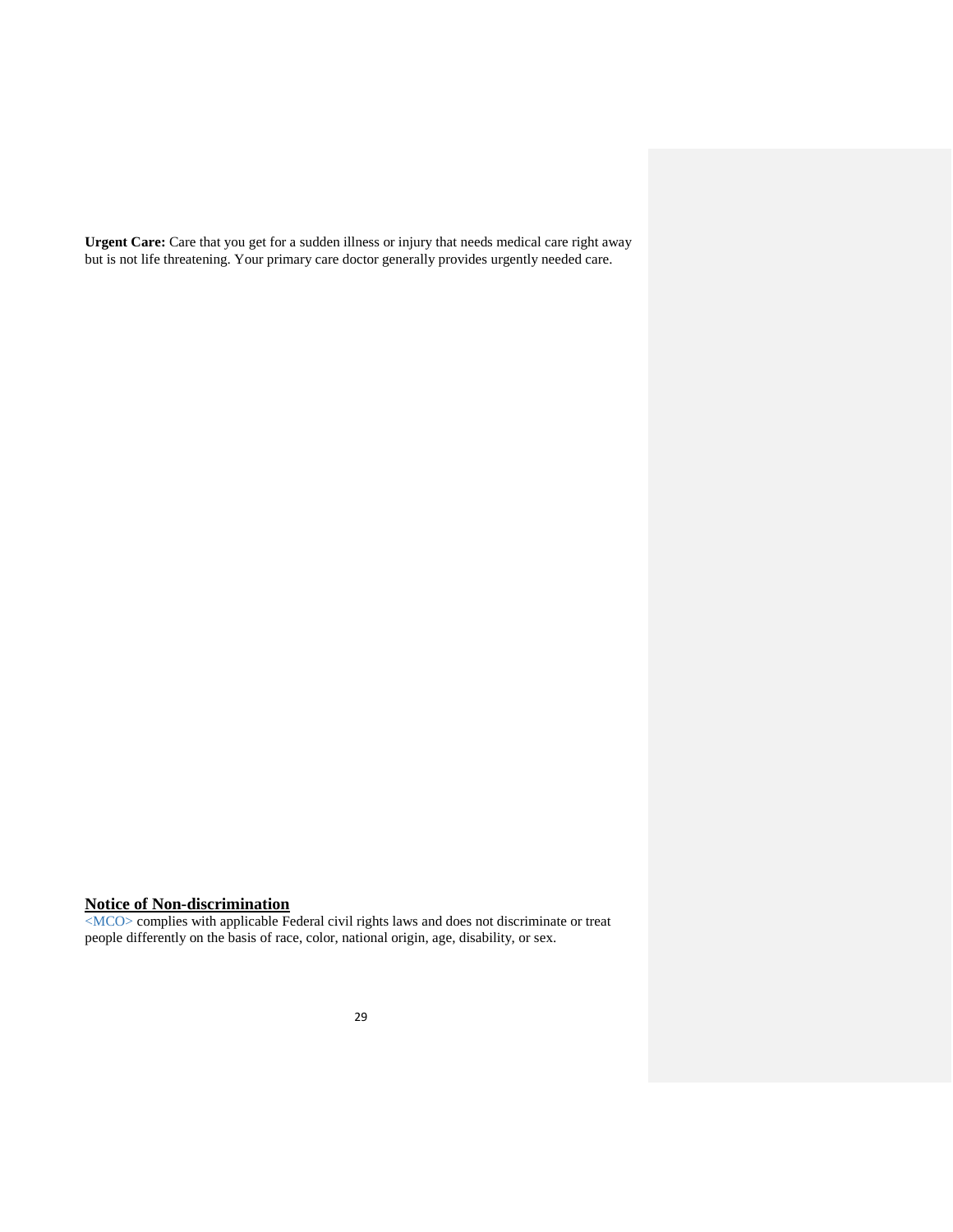**Urgent Care:** Care that you get for a sudden illness or injury that needs medical care right away but is not life threatening. Your primary care doctor generally provides urgently needed care.

## Notice of Non-discrimination

<MCO> complies with applicable Federal civil rights laws and does not discriminate or treat people differently on the basis of race, color, national origin, age, disability, or sex.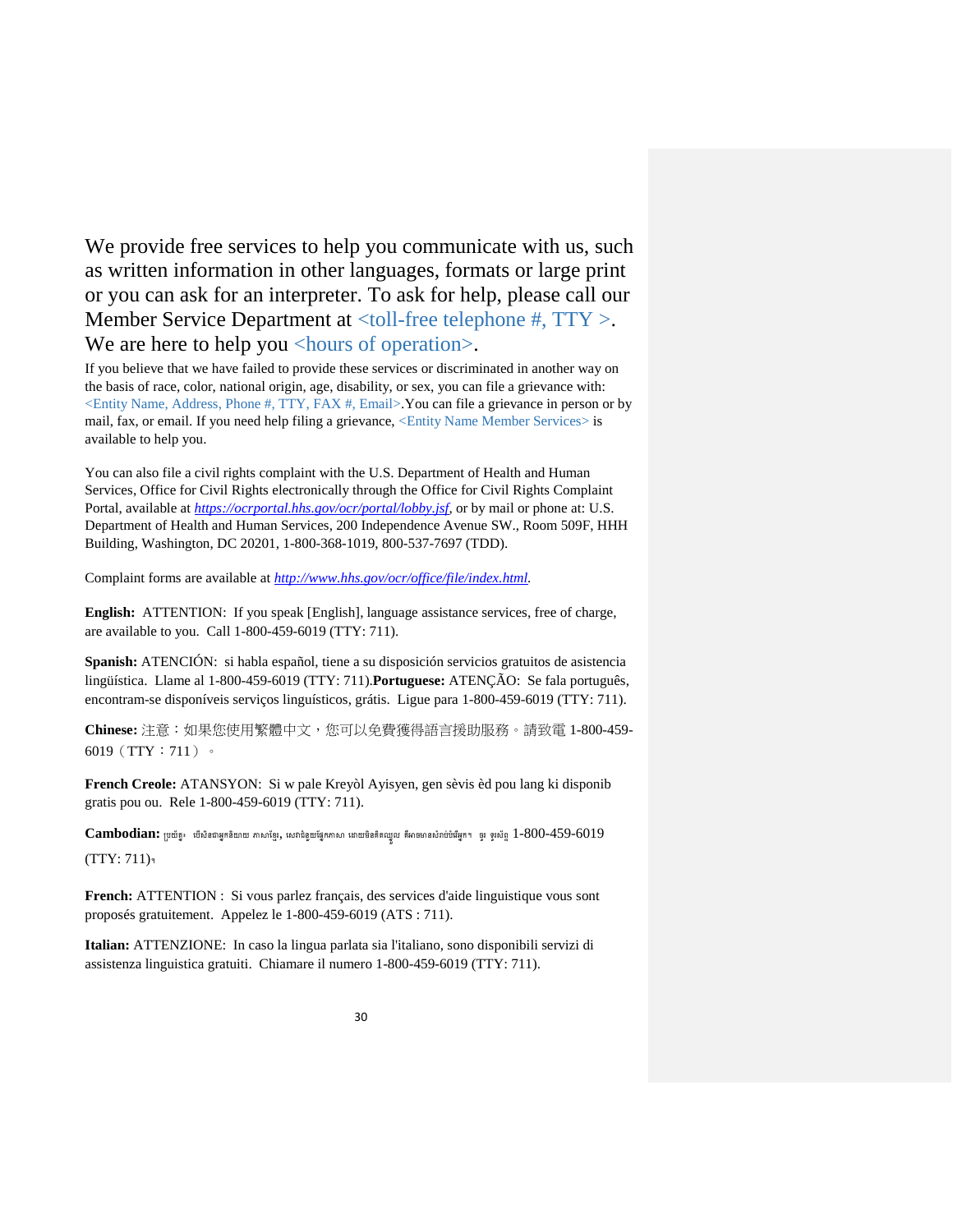We provide free services to help you communicate with us, such as written information in other languages, formats or large print or you can ask for an interpreter. To ask for help, please call our Member Service Department at <toll-free telephone #, TTY >. We are here to help you <hours of operation>.

If you believe that we have failed to provide these services or discriminated in another way on the basis of race, color, national origin, age, disability, or sex, you can file a grievance with: <Entity Name, Address, Phone #, TTY, FAX #, Email>.You can file a grievance in person or by mail, fax, or email. If you need help filing a grievance, <Entity Name Member Services> is available to help you.

You can also file a civil rights complaint with the U.S. Department of Health and Human Services, Office for Civil Rights electronically through the Office for Civil Rights Complaint Portal, available at *https://ocrportal.hhs.gov/ocr/portal/lobby.jsf*, or by mail or phone at: U.S. Department of Health and Human Services, 200 Independence Avenue SW., Room 509F, HHH Building, Washington, DC 20201, 1-800-368-1019, 800-537-7697 (TDD).

Complaint forms are available at *http://www.hhs.gov/ocr/office/file/index.html*.

**English:** ATTENTION: If you speak [English], language assistance services, free of charge, are available to you. Call 1-800-459-6019 (TTY: 711).

**Spanish:** ATENCIÓN: si habla español, tiene a su disposición servicios gratuitos de asistencia lingüística. Llame al 1-800-459-6019 (TTY: 711).**Portuguese:** ATENÇÃO: Se fala português, encontram-se disponíveis serviços linguísticos, grátis. Ligue para 1-800-459-6019 (TTY: 711).

**Chinese:** 注意：如果您使用繁體中文，您可以免費獲得語言援助服務。請致電 1-800-459-6019（TTY：711）。

**French Creole:** ATANSYON: Si w pale Kreyòl Ayisyen, gen sèvis èd pou lang ki disponib gratis pou ou. Rele 1-800-459-6019 (TTY: 711).

**Cambodian:** ប្រយ័ត្ន៖ បើសិនជាអ្នកនិយាយ ភាសាខ្មែរ, សេវាជំនួយផ្នែកភាសា ដោយមិនគិតឈ្នួល គឺអាចមានសំរាប់បំរើអ្នក។ ចូរ ទូរស័ព្ទ 1-800-459-6019 (TTY: 711)។

**French:** ATTENTION : Si vous parlez français, des services d'aide linguistique vous sont proposés gratuitement. Appelez le 1-800-459-6019 (ATS : 711).

**Italian:** ATTENZIONE: In caso la lingua parlata sia l'italiano, sono disponibili servizi di assistenza linguistica gratuiti. Chiamare il numero 1-800-459-6019 (TTY: 711).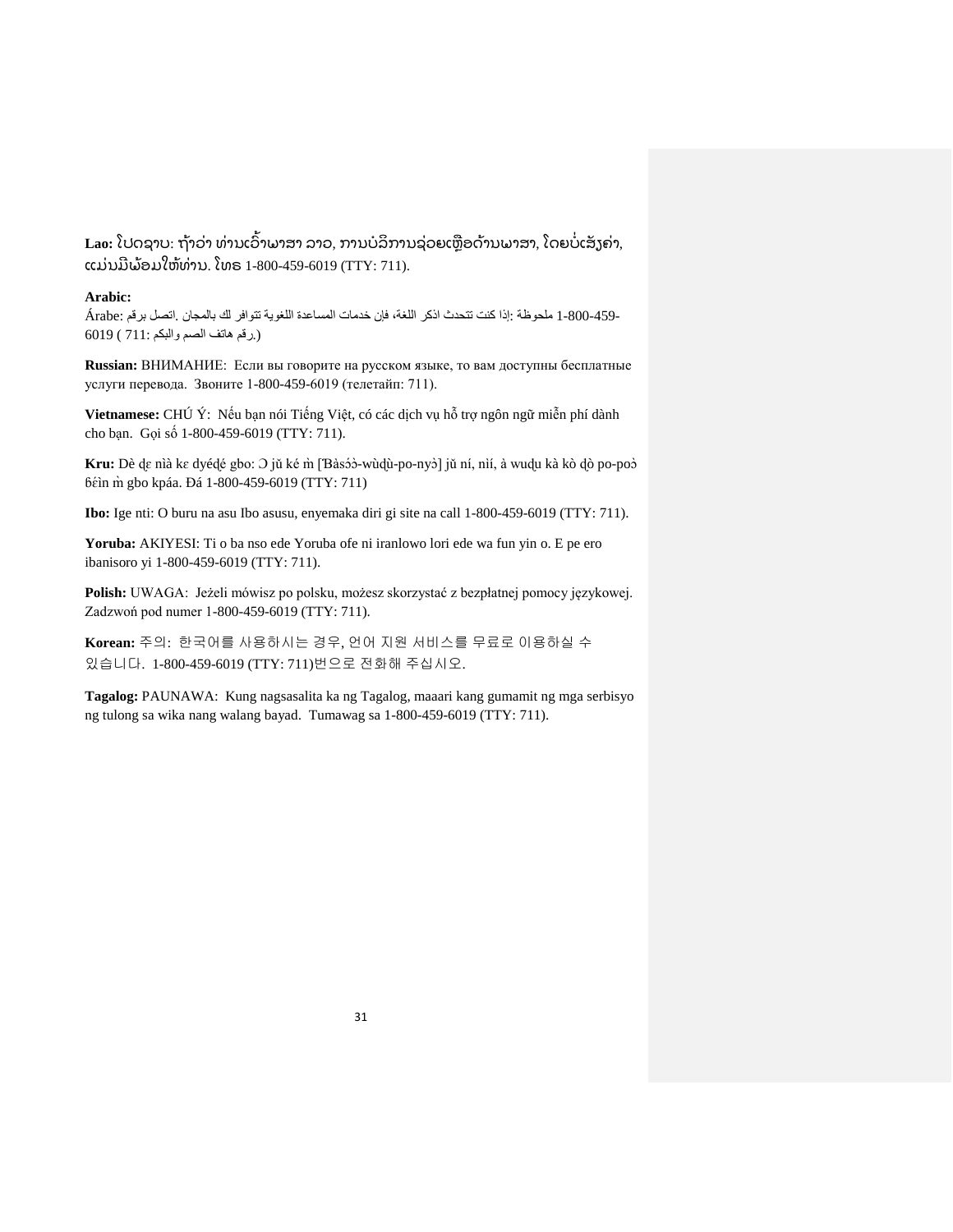**Lao:** ໂປດຊາບ: ຖ້າວ່າ ທ່ານເວົ້າພາສາ ລາວ, ການບໍລິການຊ່ວຍເຫຼືອດ້ານພາສາ, ໂດຍບໍ່ເສັຽຄ່າ, ແມ່ນມີພ້ອມໃຫ້ທ່ານ. ໂທຣ 1-800-459-6019 (TTY: 711).

**Arabic:**
Árabe: ملحوظة: إذا كنت تتحدث اذكر اللغة، فإن خدمات المساعدة اللغوية تتوافر لك بالمجان. اتصل برقم 1-800-459-6019 (رقم هاتف الصم والبكم: 711).

**Russian:** ВНИМАНИЕ: Если вы говорите на русском языке, то вам доступны бесплатные услуги перевода. Звоните 1-800-459-6019 (телетайп: 711).

**Vietnamese:** CHÚ Ý: Nếu bạn nói Tiếng Việt, có các dịch vụ hỗ trợ ngôn ngữ miễn phí dành cho bạn. Gọi số 1-800-459-6019 (TTY: 711).

**Kru:** Dè ɖɛ nìà kɛ dyéɖé gbo: Ɔ jǔ ké m̀ [Ɓàsɔ́ɔ̀-wùɖù-po-nyɔ̀] jǔ ní, nìí, à wuɖu kà kò ɖò po-poɔ̀ ɓɛ́ìn m̀ gbo kpáa. Ɖá 1-800-459-6019 (TTY: 711)

**Ibo:** Ige nti: O buru na asu Ibo asusu, enyemaka diri gi site na call 1-800-459-6019 (TTY: 711).

**Yoruba:** AKIYESI: Ti o ba nso ede Yoruba ofe ni iranlowo lori ede wa fun yin o. E pe ero ibanisoro yi 1-800-459-6019 (TTY: 711).

**Polish:** UWAGA: Jeżeli mówisz po polsku, możesz skorzystać z bezpłatnej pomocy językowej. Zadzwoń pod numer 1-800-459-6019 (TTY: 711).

**Korean:** 주의: 한국어를 사용하시는 경우, 언어 지원 서비스를 무료로 이용하실 수 있습니다. 1-800-459-6019 (TTY: 711)번으로 전화해 주십시오.

**Tagalog:** PAUNAWA: Kung nagsasalita ka ng Tagalog, maaari kang gumamit ng mga serbisyo ng tulong sa wika nang walang bayad. Tumawag sa 1-800-459-6019 (TTY: 711).